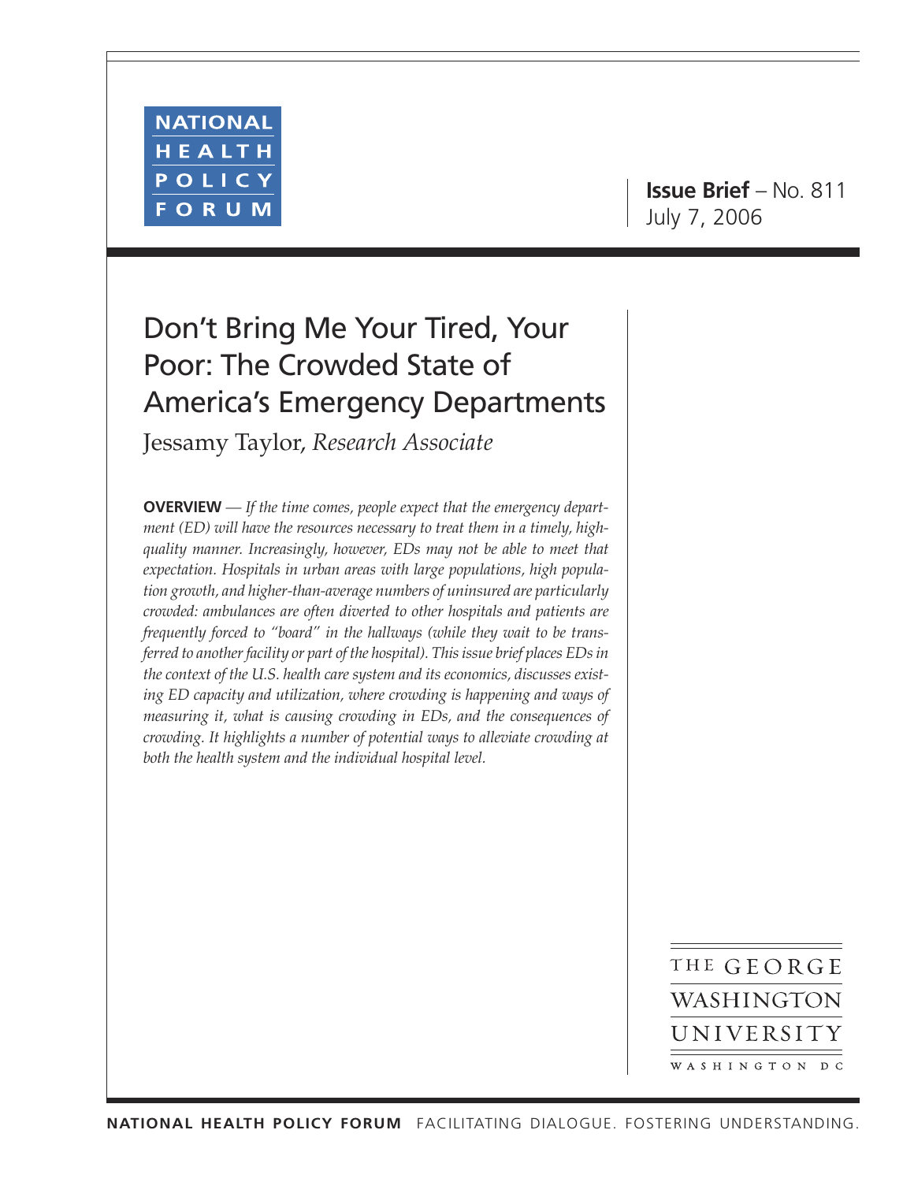NATIONAL HEALTH POLICY FORUM

**Issue Brief** – No. 811
July 7, 2006

# Don't Bring Me Your Tired, Your Poor: The Crowded State of America's Emergency Departments

Jessamy Taylor, *Research Associate*

**OVERVIEW** — *If the time comes, people expect that the emergency department (ED) will have the resources necessary to treat them in a timely, high-quality manner. Increasingly, however, EDs may not be able to meet that expectation. Hospitals in urban areas with large populations, high population growth, and higher-than-average numbers of uninsured are particularly crowded: ambulances are often diverted to other hospitals and patients are frequently forced to "board" in the hallways (while they wait to be transferred to another facility or part of the hospital). This issue brief places EDs in the context of the U.S. health care system and its economics, discusses existing ED capacity and utilization, where crowding is happening and ways of measuring it, what is causing crowding in EDs, and the consequences of crowding. It highlights a number of potential ways to alleviate crowding at both the health system and the individual hospital level.*

THE GEORGE WASHINGTON UNIVERSITY
WASHINGTON DC

NATIONAL HEALTH POLICY FORUM FACILITATING DIALOGUE. FOSTERING UNDERSTANDING.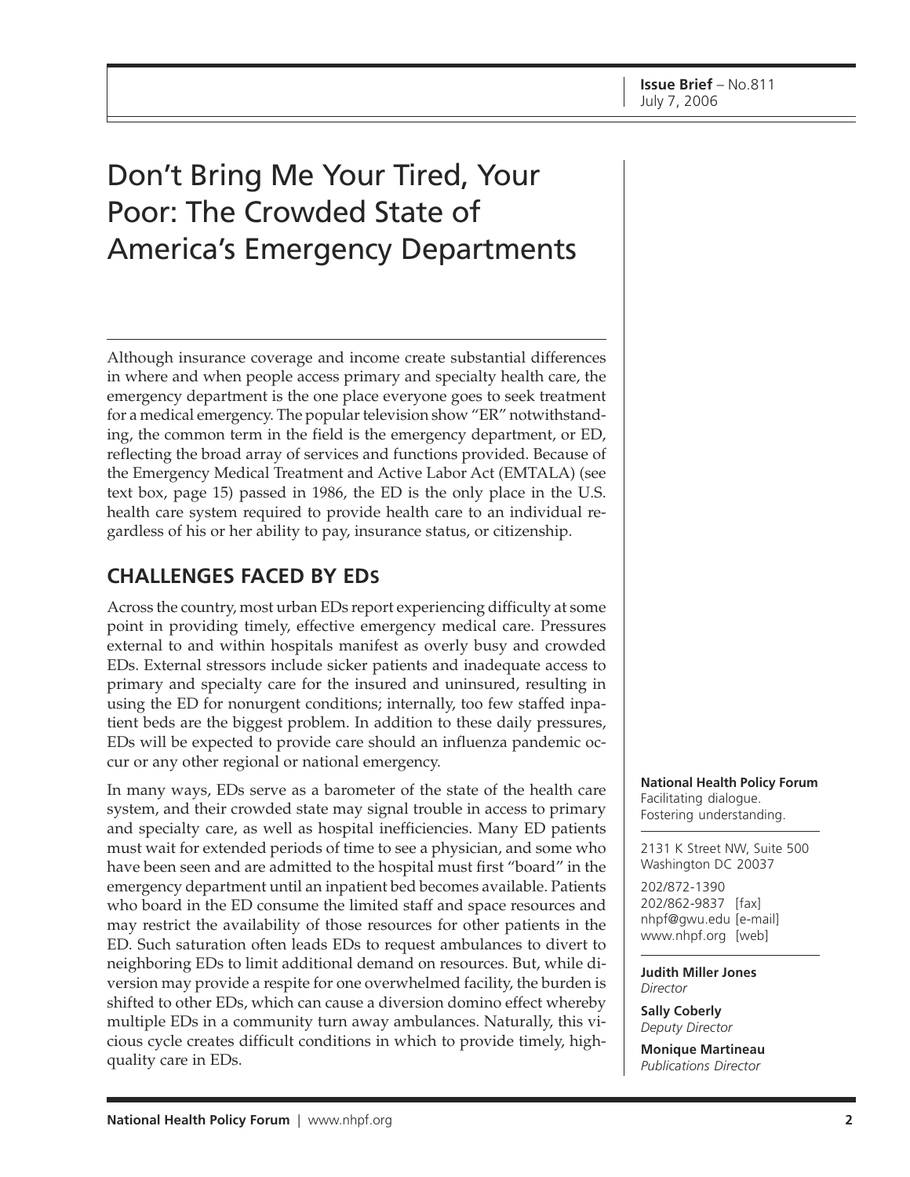**Issue Brief** – No.811
July 7, 2006

# Don't Bring Me Your Tired, Your Poor: The Crowded State of America's Emergency Departments

Although insurance coverage and income create substantial differences in where and when people access primary and specialty health care, the emergency department is the one place everyone goes to seek treatment for a medical emergency. The popular television show "ER" notwithstanding, the common term in the field is the emergency department, or ED, reflecting the broad array of services and functions provided. Because of the Emergency Medical Treatment and Active Labor Act (EMTALA) (see text box, page 15) passed in 1986, the ED is the only place in the U.S. health care system required to provide health care to an individual regardless of his or her ability to pay, insurance status, or citizenship.

## CHALLENGES FACED BY EDs

Across the country, most urban EDs report experiencing difficulty at some point in providing timely, effective emergency medical care. Pressures external to and within hospitals manifest as overly busy and crowded EDs. External stressors include sicker patients and inadequate access to primary and specialty care for the insured and uninsured, resulting in using the ED for nonurgent conditions; internally, too few staffed inpatient beds are the biggest problem. In addition to these daily pressures, EDs will be expected to provide care should an influenza pandemic occur or any other regional or national emergency.

In many ways, EDs serve as a barometer of the state of the health care system, and their crowded state may signal trouble in access to primary and specialty care, as well as hospital inefficiencies. Many ED patients must wait for extended periods of time to see a physician, and some who have been seen and are admitted to the hospital must first "board" in the emergency department until an inpatient bed becomes available. Patients who board in the ED consume the limited staff and space resources and may restrict the availability of those resources for other patients in the ED. Such saturation often leads EDs to request ambulances to divert to neighboring EDs to limit additional demand on resources. But, while diversion may provide a respite for one overwhelmed facility, the burden is shifted to other EDs, which can cause a diversion domino effect whereby multiple EDs in a community turn away ambulances. Naturally, this vicious cycle creates difficult conditions in which to provide timely, high-quality care in EDs.

**National Health Policy Forum**
Facilitating dialogue.
Fostering understanding.

2131 K Street NW, Suite 500
Washington DC 20037

202/872-1390
202/862-9837 [fax]
nhpf@gwu.edu [e-mail]
www.nhpf.org [web]

**Judith Miller Jones**
*Director*

**Sally Coberly**
*Deputy Director*

**Monique Martineau**
*Publications Director*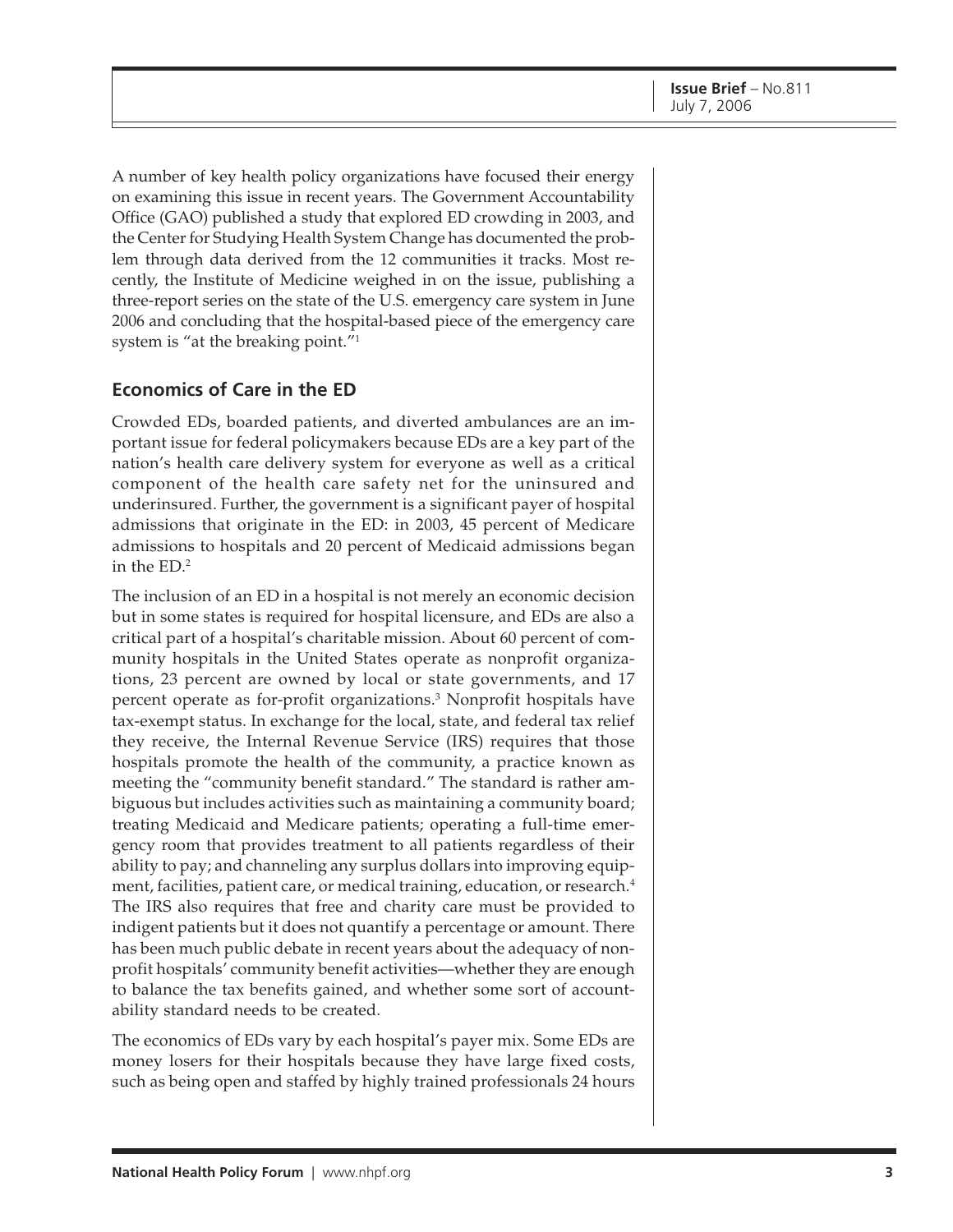A number of key health policy organizations have focused their energy on examining this issue in recent years. The Government Accountability Office (GAO) published a study that explored ED crowding in 2003, and the Center for Studying Health System Change has documented the problem through data derived from the 12 communities it tracks. Most recently, the Institute of Medicine weighed in on the issue, publishing a three-report series on the state of the U.S. emergency care system in June 2006 and concluding that the hospital-based piece of the emergency care system is "at the breaking point."[1]

## Economics of Care in the ED

Crowded EDs, boarded patients, and diverted ambulances are an important issue for federal policymakers because EDs are a key part of the nation's health care delivery system for everyone as well as a critical component of the health care safety net for the uninsured and underinsured. Further, the government is a significant payer of hospital admissions that originate in the ED: in 2003, 45 percent of Medicare admissions to hospitals and 20 percent of Medicaid admissions began in the ED.[2]

The inclusion of an ED in a hospital is not merely an economic decision but in some states is required for hospital licensure, and EDs are also a critical part of a hospital's charitable mission. About 60 percent of community hospitals in the United States operate as nonprofit organizations, 23 percent are owned by local or state governments, and 17 percent operate as for-profit organizations.[3] Nonprofit hospitals have tax-exempt status. In exchange for the local, state, and federal tax relief they receive, the Internal Revenue Service (IRS) requires that those hospitals promote the health of the community, a practice known as meeting the "community benefit standard." The standard is rather ambiguous but includes activities such as maintaining a community board; treating Medicaid and Medicare patients; operating a full-time emergency room that provides treatment to all patients regardless of their ability to pay; and channeling any surplus dollars into improving equipment, facilities, patient care, or medical training, education, or research.[4] The IRS also requires that free and charity care must be provided to indigent patients but it does not quantify a percentage or amount. There has been much public debate in recent years about the adequacy of nonprofit hospitals' community benefit activities—whether they are enough to balance the tax benefits gained, and whether some sort of accountability standard needs to be created.

The economics of EDs vary by each hospital's payer mix. Some EDs are money losers for their hospitals because they have large fixed costs, such as being open and staffed by highly trained professionals 24 hours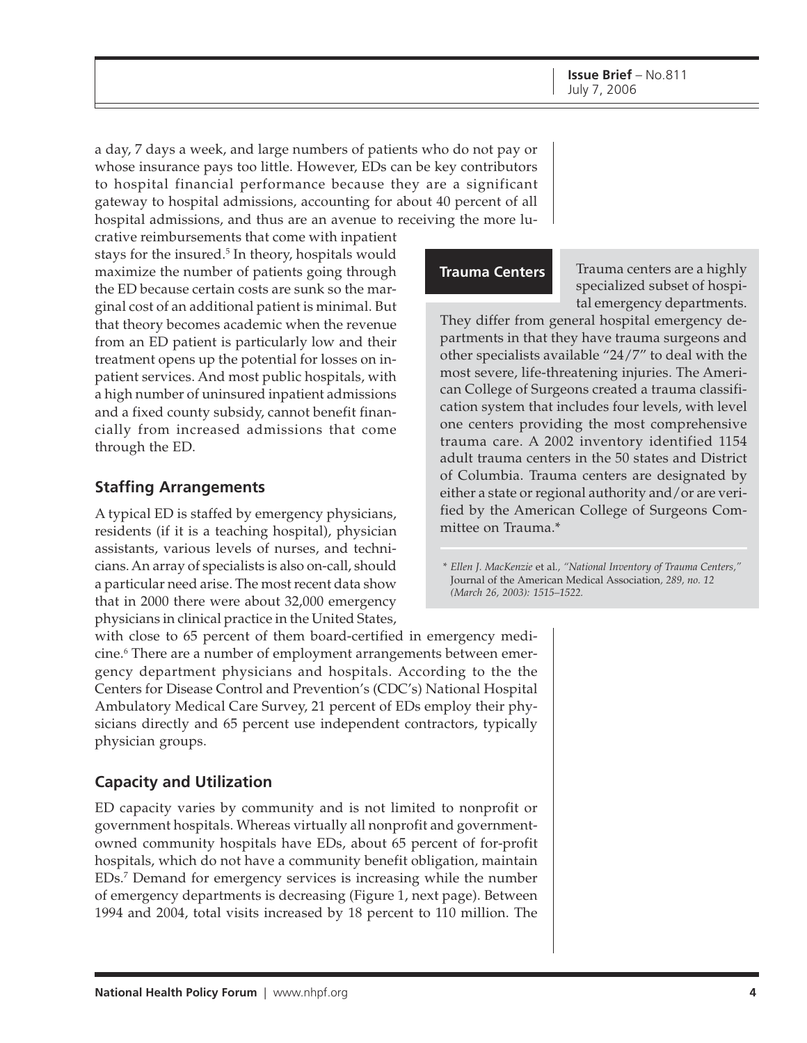a day, 7 days a week, and large numbers of patients who do not pay or whose insurance pays too little. However, EDs can be key contributors to hospital financial performance because they are a significant gateway to hospital admissions, accounting for about 40 percent of all hospital admissions, and thus are an avenue to receiving the more lucrative reimbursements that come with inpatient stays for the insured.[5] In theory, hospitals would maximize the number of patients going through the ED because certain costs are sunk so the marginal cost of an additional patient is minimal. But that theory becomes academic when the revenue from an ED patient is particularly low and their treatment opens up the potential for losses on inpatient services. And most public hospitals, with a high number of uninsured inpatient admissions and a fixed county subsidy, cannot benefit financially from increased admissions that come through the ED.

**Trauma Centers**

Trauma centers are a highly specialized subset of hospital emergency departments. They differ from general hospital emergency departments in that they have trauma surgeons and other specialists available "24/7" to deal with the most severe, life-threatening injuries. The American College of Surgeons created a trauma classification system that includes four levels, with level one centers providing the most comprehensive trauma care. A 2002 inventory identified 1154 adult trauma centers in the 50 states and District of Columbia. Trauma centers are designated by either a state or regional authority and/or are verified by the American College of Surgeons Committee on Trauma.*

\* *Ellen J. MacKenzie* et al*., "National Inventory of Trauma Centers,"* Journal of the American Medical Association*, 289, no. 12 (March 26, 2003): 1515–1522.*

## Staffing Arrangements

A typical ED is staffed by emergency physicians, residents (if it is a teaching hospital), physician assistants, various levels of nurses, and technicians. An array of specialists is also on-call, should a particular need arise. The most recent data show that in 2000 there were about 32,000 emergency physicians in clinical practice in the United States, with close to 65 percent of them board-certified in emergency medicine.[6] There are a number of employment arrangements between emergency department physicians and hospitals. According to the the Centers for Disease Control and Prevention's (CDC's) National Hospital Ambulatory Medical Care Survey, 21 percent of EDs employ their physicians directly and 65 percent use independent contractors, typically physician groups.

## Capacity and Utilization

ED capacity varies by community and is not limited to nonprofit or government hospitals. Whereas virtually all nonprofit and government-owned community hospitals have EDs, about 65 percent of for-profit hospitals, which do not have a community benefit obligation, maintain EDs.[7] Demand for emergency services is increasing while the number of emergency departments is decreasing (Figure 1, next page). Between 1994 and 2004, total visits increased by 18 percent to 110 million. The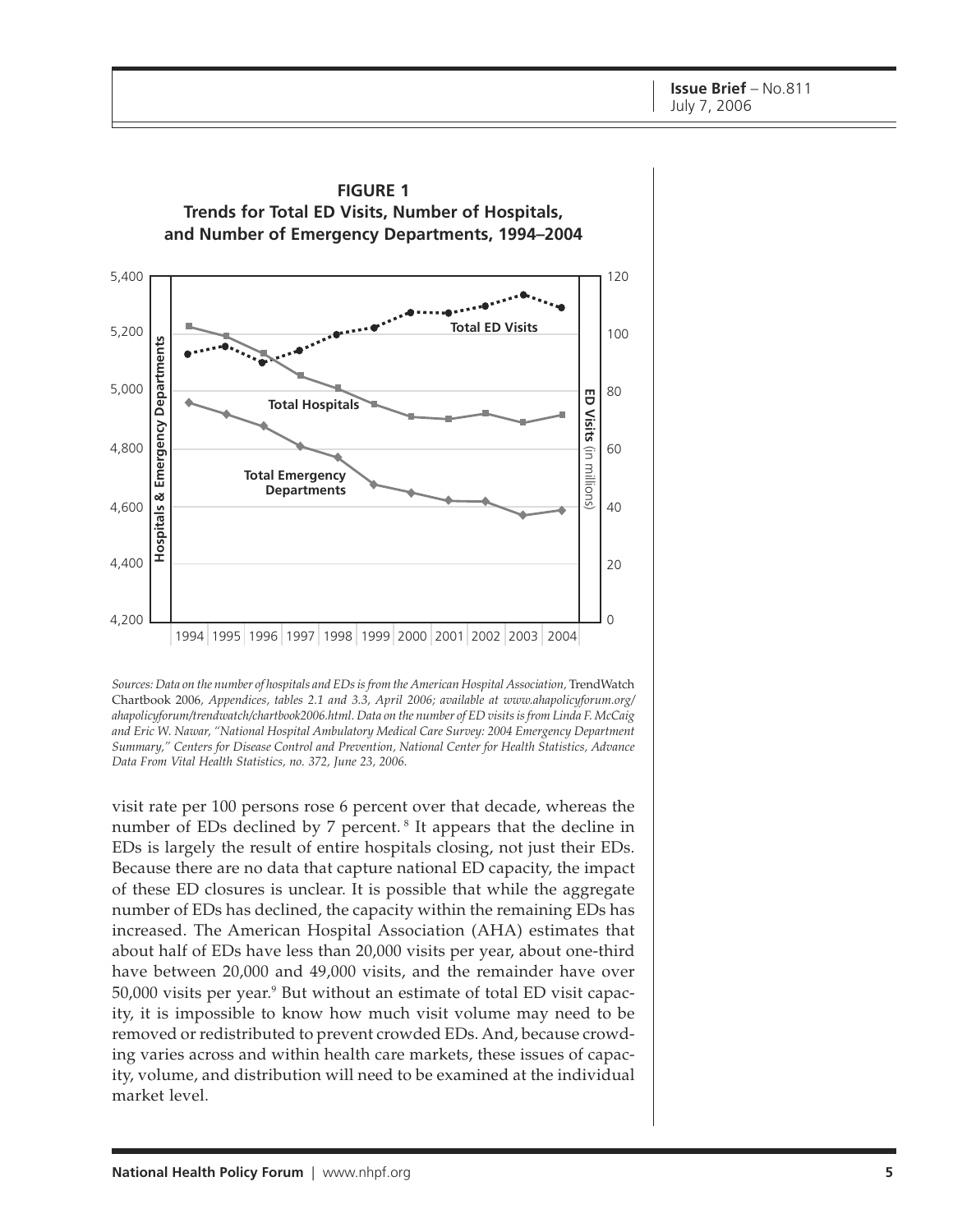**FIGURE 1**
**Trends for Total ED Visits, Number of Hospitals, and Number of Emergency Departments, 1994–2004**

*Sources: Data on the number of hospitals and EDs is from the American Hospital Association,* TrendWatch Chartbook 2006*, Appendices, tables 2.1 and 3.3, April 2006; available at www.ahapolicyforum.org/ahapolicyforum/trendwatch/chartbook2006.html. Data on the number of ED visits is from Linda F. McCaig and Eric W. Nawar, "National Hospital Ambulatory Medical Care Survey: 2004 Emergency Department Summary," Centers for Disease Control and Prevention, National Center for Health Statistics, Advance Data From Vital Health Statistics, no. 372, June 23, 2006.*

visit rate per 100 persons rose 6 percent over that decade, whereas the number of EDs declined by 7 percent.[8] It appears that the decline in EDs is largely the result of entire hospitals closing, not just their EDs. Because there are no data that capture national ED capacity, the impact of these ED closures is unclear. It is possible that while the aggregate number of EDs has declined, the capacity within the remaining EDs has increased. The American Hospital Association (AHA) estimates that about half of EDs have less than 20,000 visits per year, about one-third have between 20,000 and 49,000 visits, and the remainder have over 50,000 visits per year.[9] But without an estimate of total ED visit capacity, it is impossible to know how much visit volume may need to be removed or redistributed to prevent crowded EDs. And, because crowding varies across and within health care markets, these issues of capacity, volume, and distribution will need to be examined at the individual market level.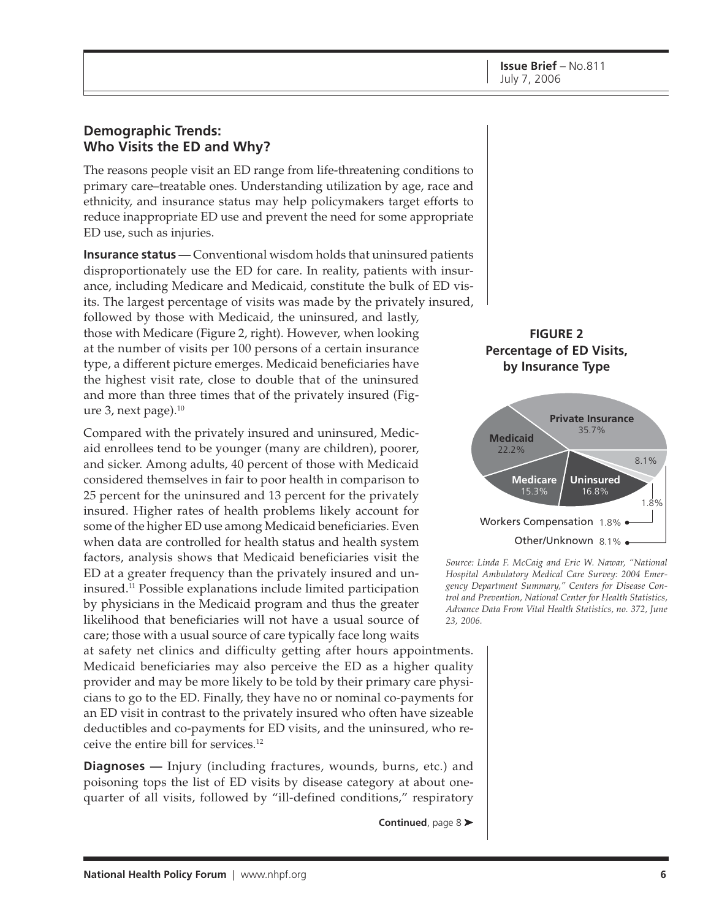## Demographic Trends: Who Visits the ED and Why?

The reasons people visit an ED range from life-threatening conditions to primary care–treatable ones. Understanding utilization by age, race and ethnicity, and insurance status may help policymakers target efforts to reduce inappropriate ED use and prevent the need for some appropriate ED use, such as injuries.

**Insurance status —** Conventional wisdom holds that uninsured patients disproportionately use the ED for care. In reality, patients with insurance, including Medicare and Medicaid, constitute the bulk of ED visits. The largest percentage of visits was made by the privately insured, followed by those with Medicaid, the uninsured, and lastly, those with Medicare (Figure 2, right). However, when looking at the number of visits per 100 persons of a certain insurance type, a different picture emerges. Medicaid beneficiaries have the highest visit rate, close to double that of the uninsured and more than three times that of the privately insured (Figure 3, next page).[10]

**FIGURE 2**
**Percentage of ED Visits, by Insurance Type**

| Insurance Type | Percentage |
|---|---|
| Private Insurance | 35.7% |
| Medicaid | 22.2% |
| Uninsured | 16.8% |
| Medicare | 15.3% |
| Other/Unknown | 8.1% |
| Workers Compensation | 1.8% |

*Source: Linda F. McCaig and Eric W. Nawar, "National Hospital Ambulatory Medical Care Survey: 2004 Emergency Department Summary," Centers for Disease Control and Prevention, National Center for Health Statistics, Advance Data From Vital Health Statistics, no. 372, June 23, 2006.*

Compared with the privately insured and uninsured, Medicaid enrollees tend to be younger (many are children), poorer, and sicker. Among adults, 40 percent of those with Medicaid considered themselves in fair to poor health in comparison to 25 percent for the uninsured and 13 percent for the privately insured. Higher rates of health problems likely account for some of the higher ED use among Medicaid beneficiaries. Even when data are controlled for health status and health system factors, analysis shows that Medicaid beneficiaries visit the ED at a greater frequency than the privately insured and uninsured.[11] Possible explanations include limited participation by physicians in the Medicaid program and thus the greater likelihood that beneficiaries will not have a usual source of care; those with a usual source of care typically face long waits at safety net clinics and difficulty getting after hours appointments. Medicaid beneficiaries may also perceive the ED as a higher quality provider and may be more likely to be told by their primary care physicians to go to the ED. Finally, they have no or nominal co-payments for an ED visit in contrast to the privately insured who often have sizeable deductibles and co-payments for ED visits, and the uninsured, who receive the entire bill for services.[12]

**Diagnoses —** Injury (including fractures, wounds, burns, etc.) and poisoning tops the list of ED visits by disease category at about one-quarter of all visits, followed by "ill-defined conditions," respiratory

**Continued**, page 8 ➤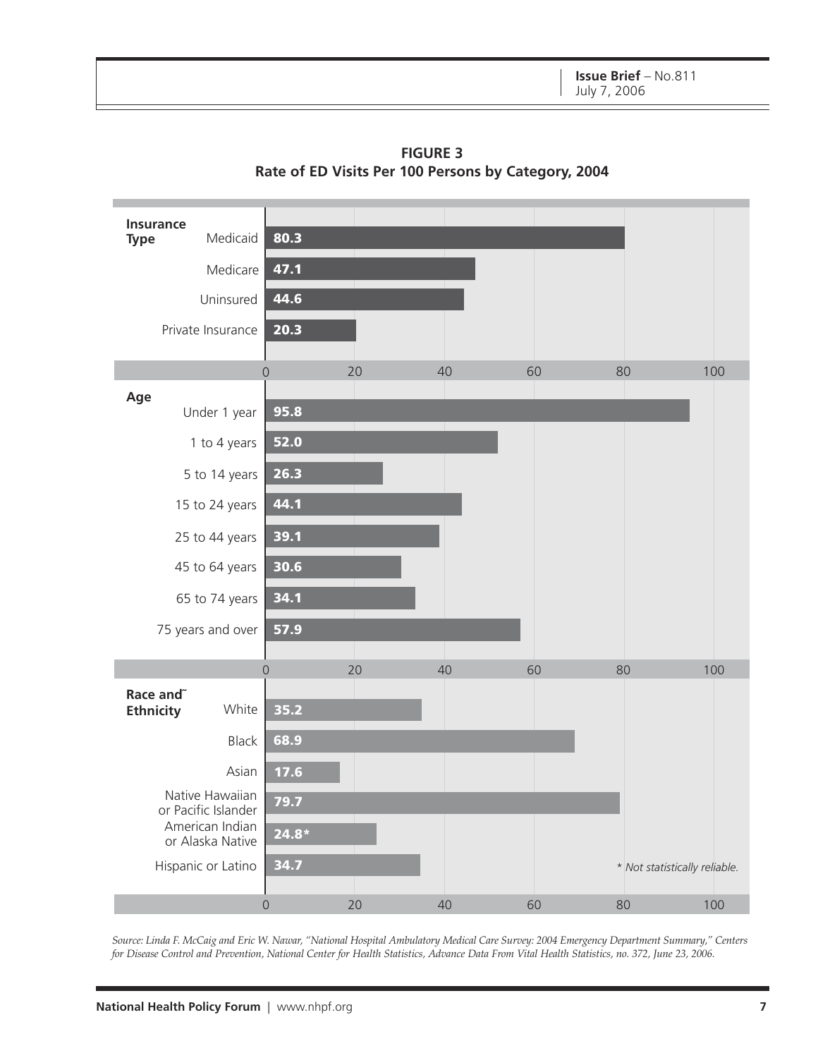**FIGURE 3**
**Rate of ED Visits Per 100 Persons by Category, 2004**

| Category | | Rate per 100 persons |
|---|---|---|
| **Insurance Type** | Medicaid | 80.3 |
| | Medicare | 47.1 |
| | Uninsured | 44.6 |
| | Private Insurance | 20.3 |
| **Age** | Under 1 year | 95.8 |
| | 1 to 4 years | 52.0 |
| | 5 to 14 years | 26.3 |
| | 15 to 24 years | 44.1 |
| | 25 to 44 years | 39.1 |
| | 45 to 64 years | 30.6 |
| | 65 to 74 years | 34.1 |
| | 75 years and over | 57.9 |
| **Race and Ethnicity** | White | 35.2 |
| | Black | 68.9 |
| | Asian | 17.6 |
| | Native Hawaiian or Pacific Islander | 79.7 |
| | American Indian or Alaska Native | 24.8* |
| | Hispanic or Latino | 34.7 |

*\* Not statistically reliable.*

*Source: Linda F. McCaig and Eric W. Nawar, "National Hospital Ambulatory Medical Care Survey: 2004 Emergency Department Summary," Centers for Disease Control and Prevention, National Center for Health Statistics, Advance Data From Vital Health Statistics, no. 372, June 23, 2006.*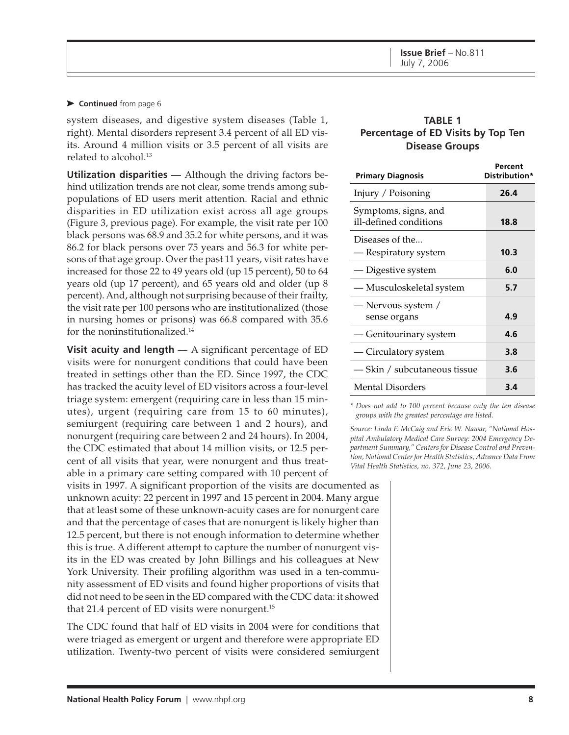➤ **Continued** from page 6

system diseases, and digestive system diseases (Table 1, right). Mental disorders represent 3.4 percent of all ED visits. Around 4 million visits or 3.5 percent of all visits are related to alcohol.[13]

**Utilization disparities —** Although the driving factors behind utilization trends are not clear, some trends among subpopulations of ED users merit attention. Racial and ethnic disparities in ED utilization exist across all age groups (Figure 3, previous page). For example, the visit rate per 100 black persons was 68.9 and 35.2 for white persons, and it was 86.2 for black persons over 75 years and 56.3 for white persons of that age group. Over the past 11 years, visit rates have increased for those 22 to 49 years old (up 15 percent), 50 to 64 years old (up 17 percent), and 65 years old and older (up 8 percent). And, although not surprising because of their frailty, the visit rate per 100 persons who are institutionalized (those in nursing homes or prisons) was 66.8 compared with 35.6 for the noninstitutionalized.[14]

**Visit acuity and length —** A significant percentage of ED visits were for nonurgent conditions that could have been treated in settings other than the ED. Since 1997, the CDC has tracked the acuity level of ED visitors across a four-level triage system: emergent (requiring care in less than 15 minutes), urgent (requiring care from 15 to 60 minutes), semiurgent (requiring care between 1 and 2 hours), and nonurgent (requiring care between 2 and 24 hours). In 2004, the CDC estimated that about 14 million visits, or 12.5 percent of all visits that year, were nonurgent and thus treatable in a primary care setting compared with 10 percent of visits in 1997. A significant proportion of the visits are documented as unknown acuity: 22 percent in 1997 and 15 percent in 2004. Many argue that at least some of these unknown-acuity cases are for nonurgent care and that the percentage of cases that are nonurgent is likely higher than 12.5 percent, but there is not enough information to determine whether this is true. A different attempt to capture the number of nonurgent visits in the ED was created by John Billings and his colleagues at New York University. Their profiling algorithm was used in a ten-community assessment of ED visits and found higher proportions of visits that did not need to be seen in the ED compared with the CDC data: it showed that 21.4 percent of ED visits were nonurgent.[15]

The CDC found that half of ED visits in 2004 were for conditions that were triaged as emergent or urgent and therefore were appropriate ED utilization. Twenty-two percent of visits were considered semiurgent

**TABLE 1**
**Percentage of ED Visits by Top Ten Disease Groups**

| Primary Diagnosis | Percent Distribution* |
|---|---|
| Injury / Poisoning | **26.4** |
| Symptoms, signs, and ill-defined conditions | **18.8** |
| Diseases of the... — Respiratory system | **10.3** |
| — Digestive system | **6.0** |
| — Musculoskeletal system | **5.7** |
| — Nervous system / sense organs | **4.9** |
| — Genitourinary system | **4.6** |
| — Circulatory system | **3.8** |
| — Skin / subcutaneous tissue | **3.6** |
| Mental Disorders | **3.4** |

*\* Does not add to 100 percent because only the ten disease groups with the greatest percentage are listed.*

*Source: Linda F. McCaig and Eric W. Nawar, "National Hospital Ambulatory Medical Care Survey: 2004 Emergency Department Summary," Centers for Disease Control and Prevention, National Center for Health Statistics, Advance Data From Vital Health Statistics, no. 372, June 23, 2006.*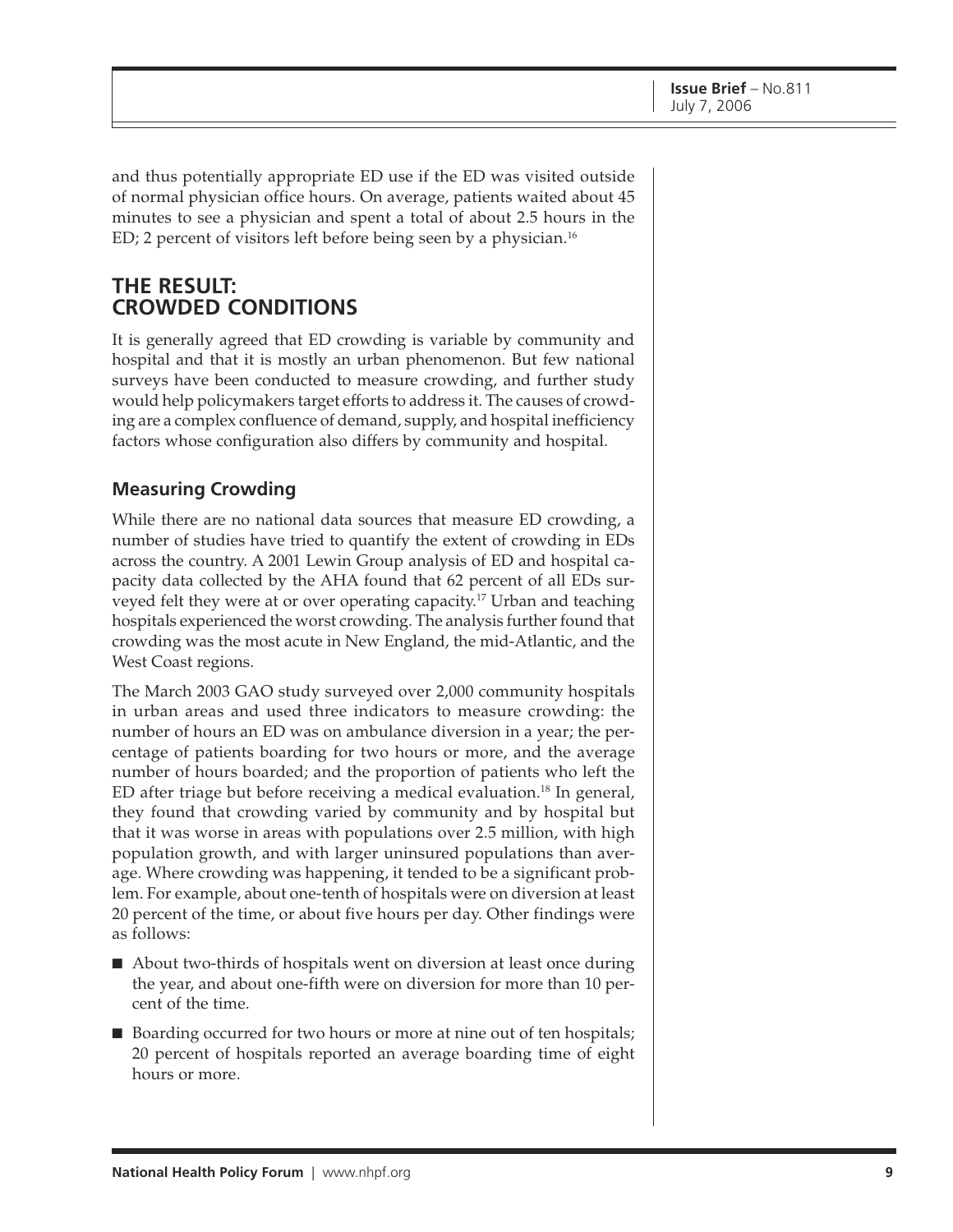and thus potentially appropriate ED use if the ED was visited outside of normal physician office hours. On average, patients waited about 45 minutes to see a physician and spent a total of about 2.5 hours in the ED; 2 percent of visitors left before being seen by a physician.[16]

## THE RESULT: CROWDED CONDITIONS

It is generally agreed that ED crowding is variable by community and hospital and that it is mostly an urban phenomenon. But few national surveys have been conducted to measure crowding, and further study would help policymakers target efforts to address it. The causes of crowding are a complex confluence of demand, supply, and hospital inefficiency factors whose configuration also differs by community and hospital.

### Measuring Crowding

While there are no national data sources that measure ED crowding, a number of studies have tried to quantify the extent of crowding in EDs across the country. A 2001 Lewin Group analysis of ED and hospital capacity data collected by the AHA found that 62 percent of all EDs surveyed felt they were at or over operating capacity.[17] Urban and teaching hospitals experienced the worst crowding. The analysis further found that crowding was the most acute in New England, the mid-Atlantic, and the West Coast regions.

The March 2003 GAO study surveyed over 2,000 community hospitals in urban areas and used three indicators to measure crowding: the number of hours an ED was on ambulance diversion in a year; the percentage of patients boarding for two hours or more, and the average number of hours boarded; and the proportion of patients who left the ED after triage but before receiving a medical evaluation.[18] In general, they found that crowding varied by community and by hospital but that it was worse in areas with populations over 2.5 million, with high population growth, and with larger uninsured populations than average. Where crowding was happening, it tended to be a significant problem. For example, about one-tenth of hospitals were on diversion at least 20 percent of the time, or about five hours per day. Other findings were as follows:

- About two-thirds of hospitals went on diversion at least once during the year, and about one-fifth were on diversion for more than 10 percent of the time.
- Boarding occurred for two hours or more at nine out of ten hospitals; 20 percent of hospitals reported an average boarding time of eight hours or more.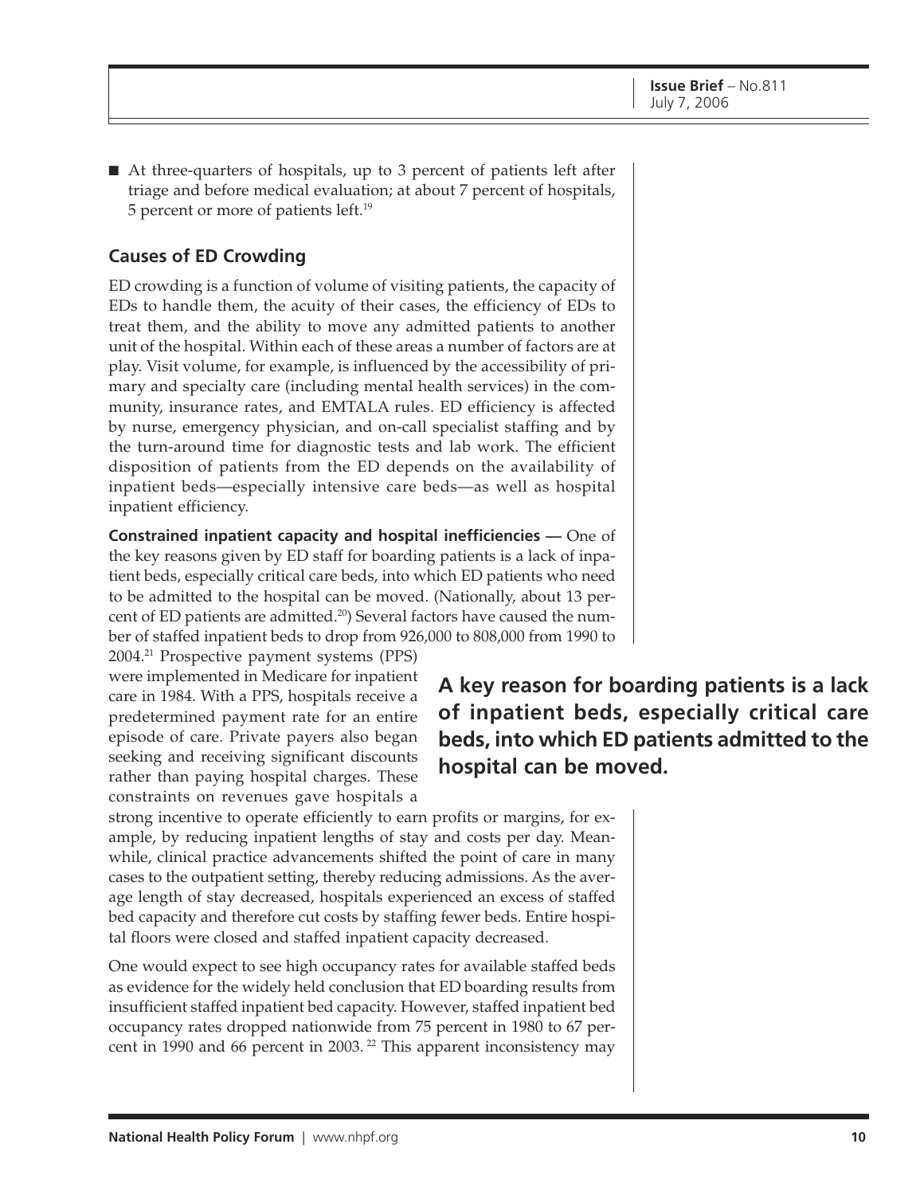- At three-quarters of hospitals, up to 3 percent of patients left after triage and before medical evaluation; at about 7 percent of hospitals, 5 percent or more of patients left.[19]

### Causes of ED Crowding

ED crowding is a function of volume of visiting patients, the capacity of EDs to handle them, the acuity of their cases, the efficiency of EDs to treat them, and the ability to move any admitted patients to another unit of the hospital. Within each of these areas a number of factors are at play. Visit volume, for example, is influenced by the accessibility of primary and specialty care (including mental health services) in the community, insurance rates, and EMTALA rules. ED efficiency is affected by nurse, emergency physician, and on-call specialist staffing and by the turn-around time for diagnostic tests and lab work. The efficient disposition of patients from the ED depends on the availability of inpatient beds—especially intensive care beds—as well as hospital inpatient efficiency.

**Constrained inpatient capacity and hospital inefficiencies —** One of the key reasons given by ED staff for boarding patients is a lack of inpatient beds, especially critical care beds, into which ED patients who need to be admitted to the hospital can be moved. (Nationally, about 13 percent of ED patients are admitted.[20]) Several factors have caused the number of staffed inpatient beds to drop from 926,000 to 808,000 from 1990 to 2004.[21] Prospective payment systems (PPS) were implemented in Medicare for inpatient care in 1984. With a PPS, hospitals receive a predetermined payment rate for an entire episode of care. Private payers also began seeking and receiving significant discounts rather than paying hospital charges. These constraints on revenues gave hospitals a strong incentive to operate efficiently to earn profits or margins, for example, by reducing inpatient lengths of stay and costs per day. Meanwhile, clinical practice advancements shifted the point of care in many cases to the outpatient setting, thereby reducing admissions. As the average length of stay decreased, hospitals experienced an excess of staffed bed capacity and therefore cut costs by staffing fewer beds. Entire hospital floors were closed and staffed inpatient capacity decreased.

**A key reason for boarding patients is a lack of inpatient beds, especially critical care beds, into which ED patients admitted to the hospital can be moved.**

One would expect to see high occupancy rates for available staffed beds as evidence for the widely held conclusion that ED boarding results from insufficient staffed inpatient bed capacity. However, staffed inpatient bed occupancy rates dropped nationwide from 75 percent in 1980 to 67 percent in 1990 and 66 percent in 2003.[22] This apparent inconsistency may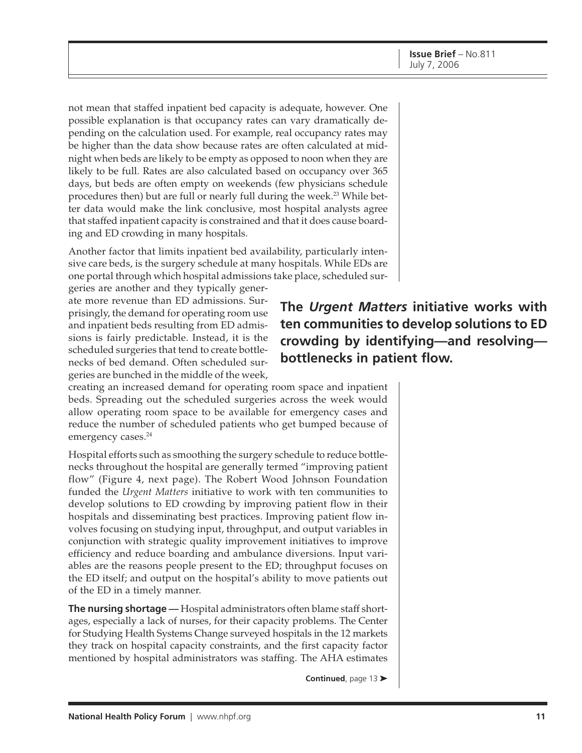not mean that staffed inpatient bed capacity is adequate, however. One possible explanation is that occupancy rates can vary dramatically depending on the calculation used. For example, real occupancy rates may be higher than the data show because rates are often calculated at midnight when beds are likely to be empty as opposed to noon when they are likely to be full. Rates are also calculated based on occupancy over 365 days, but beds are often empty on weekends (few physicians schedule procedures then) but are full or nearly full during the week.[23] While better data would make the link conclusive, most hospital analysts agree that staffed inpatient capacity is constrained and that it does cause boarding and ED crowding in many hospitals.

Another factor that limits inpatient bed availability, particularly intensive care beds, is the surgery schedule at many hospitals. While EDs are one portal through which hospital admissions take place, scheduled surgeries are another and they typically generate more revenue than ED admissions. Surprisingly, the demand for operating room use and inpatient beds resulting from ED admissions is fairly predictable. Instead, it is the scheduled surgeries that tend to create bottlenecks of bed demand. Often scheduled surgeries are bunched in the middle of the week, creating an increased demand for operating room space and inpatient beds. Spreading out the scheduled surgeries across the week would allow operating room space to be available for emergency cases and reduce the number of scheduled patients who get bumped because of emergency cases.[24]

**The *Urgent Matters* initiative works with ten communities to develop solutions to ED crowding by identifying—and resolving—bottlenecks in patient flow.**

Hospital efforts such as smoothing the surgery schedule to reduce bottlenecks throughout the hospital are generally termed "improving patient flow" (Figure 4, next page). The Robert Wood Johnson Foundation funded the *Urgent Matters* initiative to work with ten communities to develop solutions to ED crowding by improving patient flow in their hospitals and disseminating best practices. Improving patient flow involves focusing on studying input, throughput, and output variables in conjunction with strategic quality improvement initiatives to improve efficiency and reduce boarding and ambulance diversions. Input variables are the reasons people present to the ED; throughput focuses on the ED itself; and output on the hospital's ability to move patients out of the ED in a timely manner.

**The nursing shortage —** Hospital administrators often blame staff shortages, especially a lack of nurses, for their capacity problems. The Center for Studying Health Systems Change surveyed hospitals in the 12 markets they track on hospital capacity constraints, and the first capacity factor mentioned by hospital administrators was staffing. The AHA estimates

**Continued**, page 13 ➤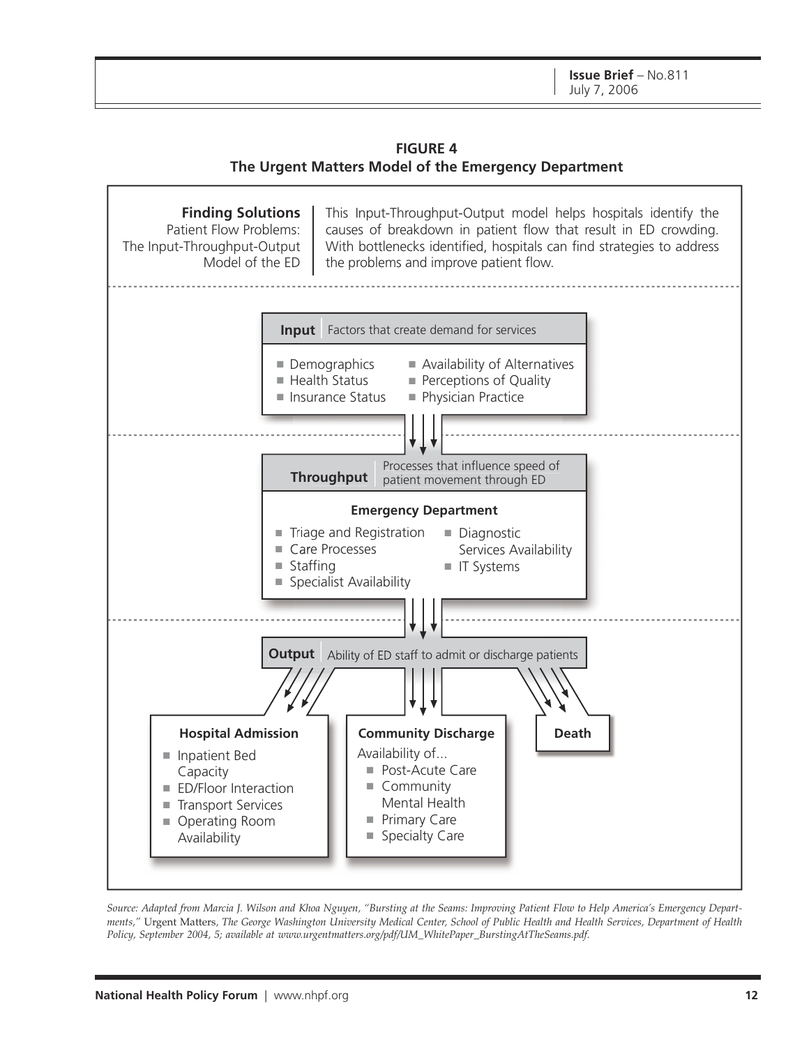**FIGURE 4**
**The Urgent Matters Model of the Emergency Department**

**Finding Solutions**
Patient Flow Problems: The Input-Throughput-Output Model of the ED

This Input-Throughput-Output model helps hospitals identify the causes of breakdown in patient flow that result in ED crowding. With bottlenecks identified, hospitals can find strategies to address the problems and improve patient flow.

**Input** | Factors that create demand for services

- Demographics
- Health Status
- Insurance Status
- Availability of Alternatives
- Perceptions of Quality
- Physician Practice

**Throughput** | Processes that influence speed of patient movement through ED

**Emergency Department**

- Triage and Registration
- Care Processes
- Staffing
- Specialist Availability
- Diagnostic Services Availability
- IT Systems

**Output** | Ability of ED staff to admit or discharge patients

**Hospital Admission**

- Inpatient Bed Capacity
- ED/Floor Interaction
- Transport Services
- Operating Room Availability

**Community Discharge**

Availability of...

- Post-Acute Care
- Community Mental Health
- Primary Care
- Specialty Care

**Death**

*Source: Adapted from Marcia J. Wilson and Khoa Nguyen, "Bursting at the Seams: Improving Patient Flow to Help America's Emergency Departments,"* Urgent Matters, *The George Washington University Medical Center, School of Public Health and Health Services, Department of Health Policy, September 2004, 5; available at www.urgentmatters.org/pdf/UM_WhitePaper_BurstingAtTheSeams.pdf.*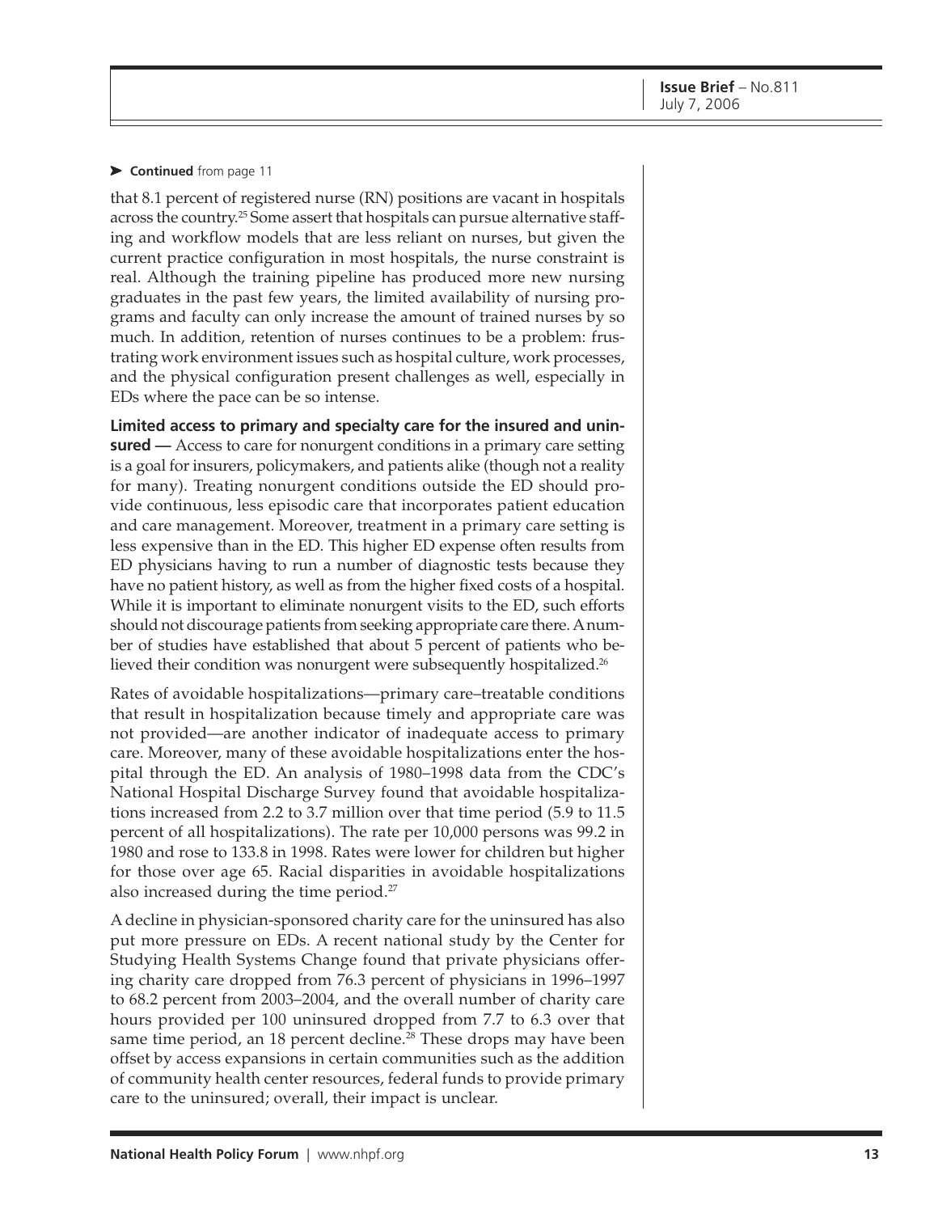➤ **Continued** from page 11

that 8.1 percent of registered nurse (RN) positions are vacant in hospitals across the country.[25] Some assert that hospitals can pursue alternative staffing and workflow models that are less reliant on nurses, but given the current practice configuration in most hospitals, the nurse constraint is real. Although the training pipeline has produced more new nursing graduates in the past few years, the limited availability of nursing programs and faculty can only increase the amount of trained nurses by so much. In addition, retention of nurses continues to be a problem: frustrating work environment issues such as hospital culture, work processes, and the physical configuration present challenges as well, especially in EDs where the pace can be so intense.

**Limited access to primary and specialty care for the insured and uninsured —** Access to care for nonurgent conditions in a primary care setting is a goal for insurers, policymakers, and patients alike (though not a reality for many). Treating nonurgent conditions outside the ED should provide continuous, less episodic care that incorporates patient education and care management. Moreover, treatment in a primary care setting is less expensive than in the ED. This higher ED expense often results from ED physicians having to run a number of diagnostic tests because they have no patient history, as well as from the higher fixed costs of a hospital. While it is important to eliminate nonurgent visits to the ED, such efforts should not discourage patients from seeking appropriate care there. A number of studies have established that about 5 percent of patients who believed their condition was nonurgent were subsequently hospitalized.[26]

Rates of avoidable hospitalizations—primary care–treatable conditions that result in hospitalization because timely and appropriate care was not provided—are another indicator of inadequate access to primary care. Moreover, many of these avoidable hospitalizations enter the hospital through the ED. An analysis of 1980–1998 data from the CDC's National Hospital Discharge Survey found that avoidable hospitalizations increased from 2.2 to 3.7 million over that time period (5.9 to 11.5 percent of all hospitalizations). The rate per 10,000 persons was 99.2 in 1980 and rose to 133.8 in 1998. Rates were lower for children but higher for those over age 65. Racial disparities in avoidable hospitalizations also increased during the time period.[27]

A decline in physician-sponsored charity care for the uninsured has also put more pressure on EDs. A recent national study by the Center for Studying Health Systems Change found that private physicians offering charity care dropped from 76.3 percent of physicians in 1996–1997 to 68.2 percent from 2003–2004, and the overall number of charity care hours provided per 100 uninsured dropped from 7.7 to 6.3 over that same time period, an 18 percent decline.[28] These drops may have been offset by access expansions in certain communities such as the addition of community health center resources, federal funds to provide primary care to the uninsured; overall, their impact is unclear.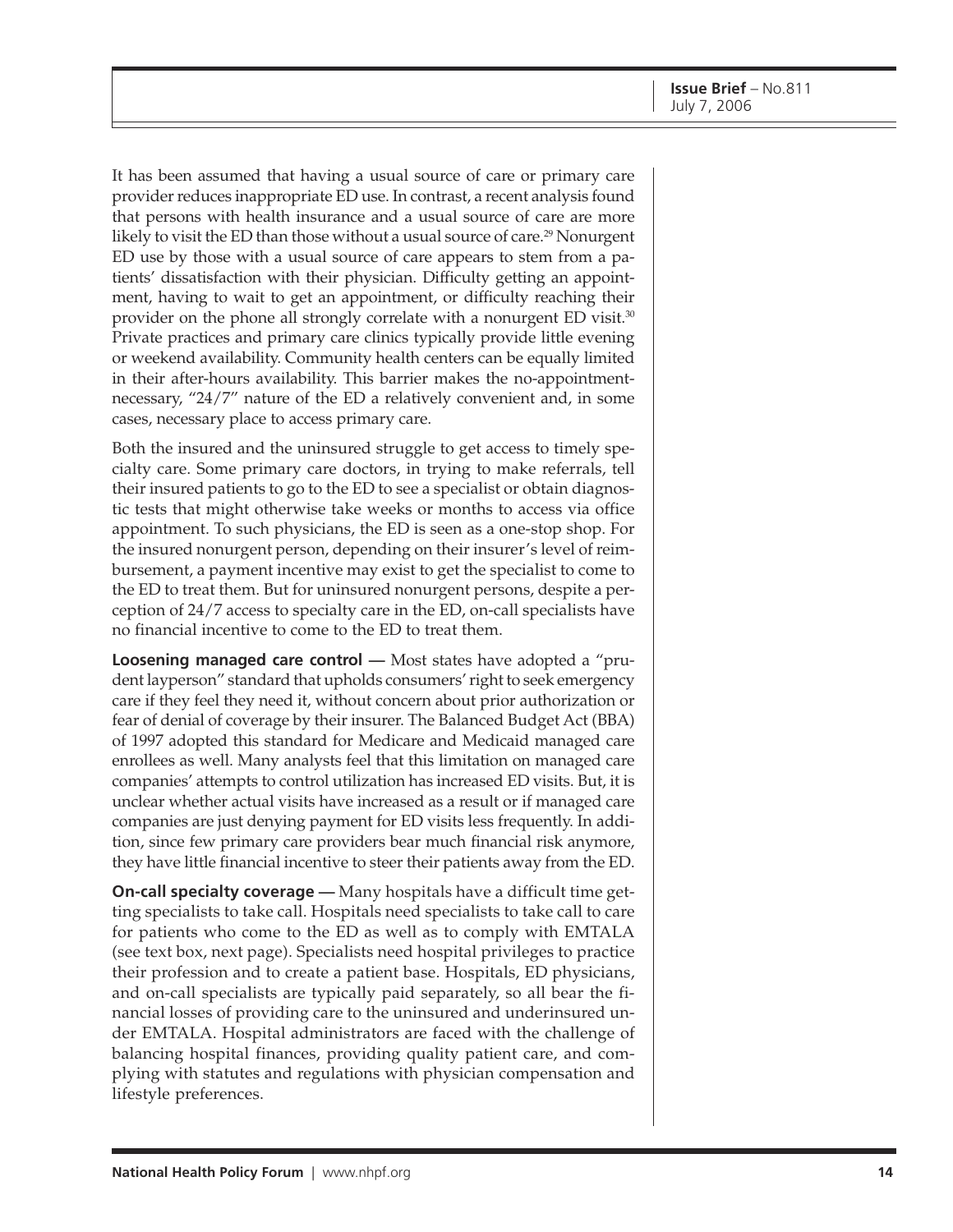It has been assumed that having a usual source of care or primary care provider reduces inappropriate ED use. In contrast, a recent analysis found that persons with health insurance and a usual source of care are more likely to visit the ED than those without a usual source of care.[29] Nonurgent ED use by those with a usual source of care appears to stem from a patients' dissatisfaction with their physician. Difficulty getting an appointment, having to wait to get an appointment, or difficulty reaching their provider on the phone all strongly correlate with a nonurgent ED visit.[30] Private practices and primary care clinics typically provide little evening or weekend availability. Community health centers can be equally limited in their after-hours availability. This barrier makes the no-appointment-necessary, "24/7" nature of the ED a relatively convenient and, in some cases, necessary place to access primary care.

Both the insured and the uninsured struggle to get access to timely specialty care. Some primary care doctors, in trying to make referrals, tell their insured patients to go to the ED to see a specialist or obtain diagnostic tests that might otherwise take weeks or months to access via office appointment. To such physicians, the ED is seen as a one-stop shop. For the insured nonurgent person, depending on their insurer's level of reimbursement, a payment incentive may exist to get the specialist to come to the ED to treat them. But for uninsured nonurgent persons, despite a perception of 24/7 access to specialty care in the ED, on-call specialists have no financial incentive to come to the ED to treat them.

**Loosening managed care control —** Most states have adopted a "prudent layperson" standard that upholds consumers' right to seek emergency care if they feel they need it, without concern about prior authorization or fear of denial of coverage by their insurer. The Balanced Budget Act (BBA) of 1997 adopted this standard for Medicare and Medicaid managed care enrollees as well. Many analysts feel that this limitation on managed care companies' attempts to control utilization has increased ED visits. But, it is unclear whether actual visits have increased as a result or if managed care companies are just denying payment for ED visits less frequently. In addition, since few primary care providers bear much financial risk anymore, they have little financial incentive to steer their patients away from the ED.

**On-call specialty coverage —** Many hospitals have a difficult time getting specialists to take call. Hospitals need specialists to take call to care for patients who come to the ED as well as to comply with EMTALA (see text box, next page). Specialists need hospital privileges to practice their profession and to create a patient base. Hospitals, ED physicians, and on-call specialists are typically paid separately, so all bear the financial losses of providing care to the uninsured and underinsured under EMTALA. Hospital administrators are faced with the challenge of balancing hospital finances, providing quality patient care, and complying with statutes and regulations with physician compensation and lifestyle preferences.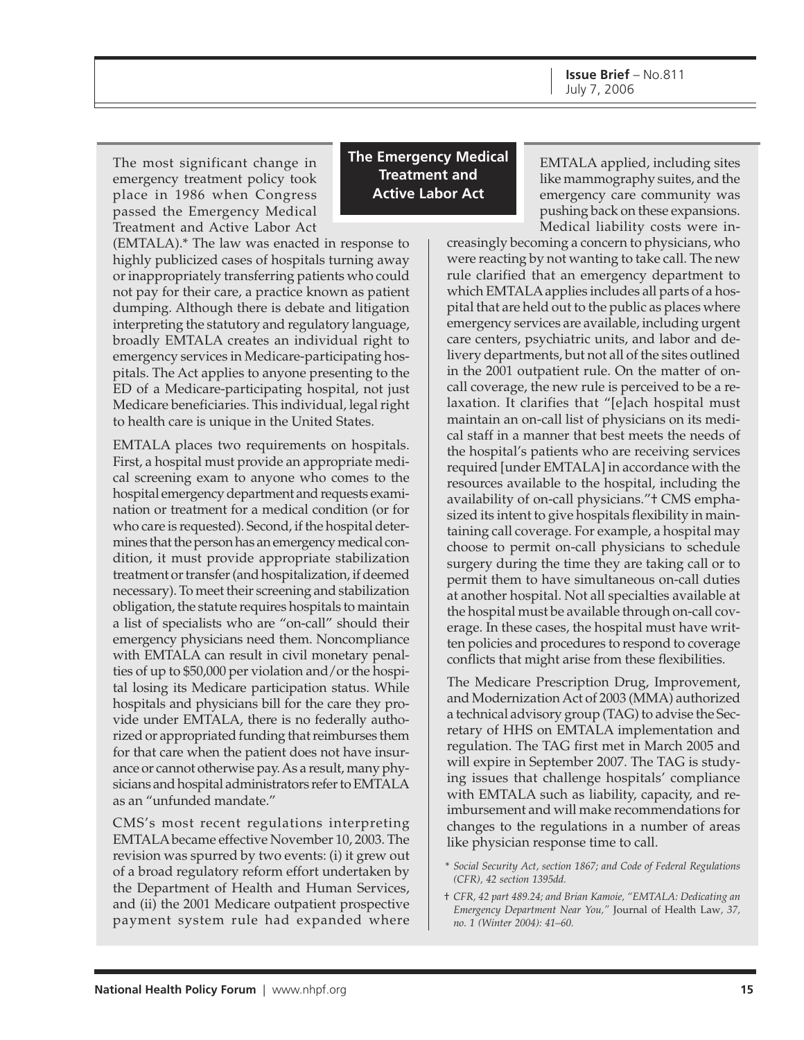## The Emergency Medical Treatment and Active Labor Act

The most significant change in emergency treatment policy took place in 1986 when Congress passed the Emergency Medical Treatment and Active Labor Act (EMTALA).* The law was enacted in response to highly publicized cases of hospitals turning away or inappropriately transferring patients who could not pay for their care, a practice known as patient dumping. Although there is debate and litigation interpreting the statutory and regulatory language, broadly EMTALA creates an individual right to emergency services in Medicare-participating hospitals. The Act applies to anyone presenting to the ED of a Medicare-participating hospital, not just Medicare beneficiaries. This individual, legal right to health care is unique in the United States.

EMTALA places two requirements on hospitals. First, a hospital must provide an appropriate medical screening exam to anyone who comes to the hospital emergency department and requests examination or treatment for a medical condition (or for who care is requested). Second, if the hospital determines that the person has an emergency medical condition, it must provide appropriate stabilization treatment or transfer (and hospitalization, if deemed necessary). To meet their screening and stabilization obligation, the statute requires hospitals to maintain a list of specialists who are "on-call" should their emergency physicians need them. Noncompliance with EMTALA can result in civil monetary penalties of up to $50,000 per violation and/or the hospital losing its Medicare participation status. While hospitals and physicians bill for the care they provide under EMTALA, there is no federally authorized or appropriated funding that reimburses them for that care when the patient does not have insurance or cannot otherwise pay. As a result, many physicians and hospital administrators refer to EMTALA as an "unfunded mandate."

CMS's most recent regulations interpreting EMTALA became effective November 10, 2003. The revision was spurred by two events: (i) it grew out of a broad regulatory reform effort undertaken by the Department of Health and Human Services, and (ii) the 2001 Medicare outpatient prospective payment system rule had expanded where EMTALA applied, including sites like mammography suites, and the emergency care community was pushing back on these expansions. Medical liability costs were increasingly becoming a concern to physicians, who were reacting by not wanting to take call. The new rule clarified that an emergency department to which EMTALA applies includes all parts of a hospital that are held out to the public as places where emergency services are available, including urgent care centers, psychiatric units, and labor and delivery departments, but not all of the sites outlined in the 2001 outpatient rule. On the matter of on-call coverage, the new rule is perceived to be a relaxation. It clarifies that "[e]ach hospital must maintain an on-call list of physicians on its medical staff in a manner that best meets the needs of the hospital's patients who are receiving services required [under EMTALA] in accordance with the resources available to the hospital, including the availability of on-call physicians."† CMS emphasized its intent to give hospitals flexibility in maintaining call coverage. For example, a hospital may choose to permit on-call physicians to schedule surgery during the time they are taking call or to permit them to have simultaneous on-call duties at another hospital. Not all specialties available at the hospital must be available through on-call coverage. In these cases, the hospital must have written policies and procedures to respond to coverage conflicts that might arise from these flexibilities.

The Medicare Prescription Drug, Improvement, and Modernization Act of 2003 (MMA) authorized a technical advisory group (TAG) to advise the Secretary of HHS on EMTALA implementation and regulation. The TAG first met in March 2005 and will expire in September 2007. The TAG is studying issues that challenge hospitals' compliance with EMTALA such as liability, capacity, and reimbursement and will make recommendations for changes to the regulations in a number of areas like physician response time to call.

\* *Social Security Act, section 1867; and Code of Federal Regulations (CFR), 42 section 1395dd.*

† *CFR, 42 part 489.24; and Brian Kamoie, "EMTALA: Dedicating an Emergency Department Near You,"* Journal of Health Law*, 37, no. 1 (Winter 2004): 41–60.*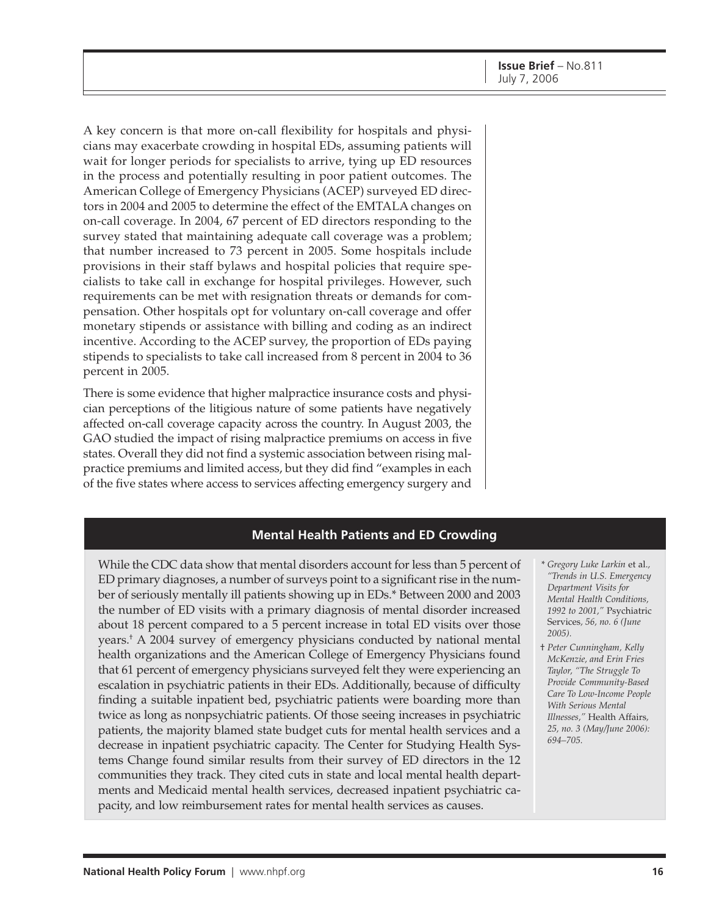A key concern is that more on-call flexibility for hospitals and physicians may exacerbate crowding in hospital EDs, assuming patients will wait for longer periods for specialists to arrive, tying up ED resources in the process and potentially resulting in poor patient outcomes. The American College of Emergency Physicians (ACEP) surveyed ED directors in 2004 and 2005 to determine the effect of the EMTALA changes on on-call coverage. In 2004, 67 percent of ED directors responding to the survey stated that maintaining adequate call coverage was a problem; that number increased to 73 percent in 2005. Some hospitals include provisions in their staff bylaws and hospital policies that require specialists to take call in exchange for hospital privileges. However, such requirements can be met with resignation threats or demands for compensation. Other hospitals opt for voluntary on-call coverage and offer monetary stipends or assistance with billing and coding as an indirect incentive. According to the ACEP survey, the proportion of EDs paying stipends to specialists to take call increased from 8 percent in 2004 to 36 percent in 2005.

There is some evidence that higher malpractice insurance costs and physician perceptions of the litigious nature of some patients have negatively affected on-call coverage capacity across the country. In August 2003, the GAO studied the impact of rising malpractice premiums on access in five states. Overall they did not find a systemic association between rising malpractice premiums and limited access, but they did find "examples in each of the five states where access to services affecting emergency surgery and

### Mental Health Patients and ED Crowding

While the CDC data show that mental disorders account for less than 5 percent of ED primary diagnoses, a number of surveys point to a significant rise in the number of seriously mentally ill patients showing up in EDs.* Between 2000 and 2003 the number of ED visits with a primary diagnosis of mental disorder increased about 18 percent compared to a 5 percent increase in total ED visits over those years.† A 2004 survey of emergency physicians conducted by national mental health organizations and the American College of Emergency Physicians found that 61 percent of emergency physicians surveyed felt they were experiencing an escalation in psychiatric patients in their EDs. Additionally, because of difficulty finding a suitable inpatient bed, psychiatric patients were boarding more than twice as long as nonpsychiatric patients. Of those seeing increases in psychiatric patients, the majority blamed state budget cuts for mental health services and a decrease in inpatient psychiatric capacity. The Center for Studying Health Systems Change found similar results from their survey of ED directors in the 12 communities they track. They cited cuts in state and local mental health departments and Medicaid mental health services, decreased inpatient psychiatric capacity, and low reimbursement rates for mental health services as causes.

\* *Gregory Luke Larkin* et al.*, "Trends in U.S. Emergency Department Visits for Mental Health Conditions, 1992 to 2001,"* Psychiatric Services*, 56, no. 6 (June 2005).*

† *Peter Cunningham, Kelly McKenzie, and Erin Fries Taylor, "The Struggle To Provide Community-Based Care To Low-Income People With Serious Mental Illnesses,"* Health Affairs*, 25, no. 3 (May/June 2006): 694–705.*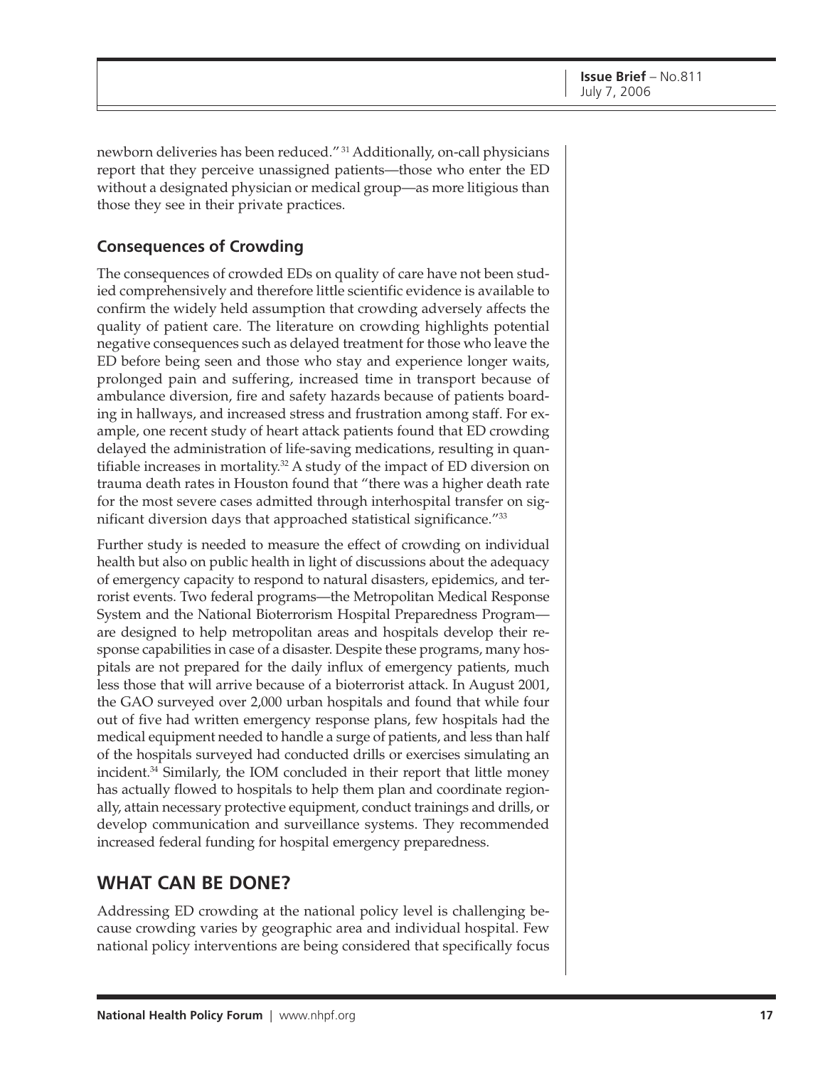newborn deliveries has been reduced."[31] Additionally, on-call physicians report that they perceive unassigned patients—those who enter the ED without a designated physician or medical group—as more litigious than those they see in their private practices.

### Consequences of Crowding

The consequences of crowded EDs on quality of care have not been studied comprehensively and therefore little scientific evidence is available to confirm the widely held assumption that crowding adversely affects the quality of patient care. The literature on crowding highlights potential negative consequences such as delayed treatment for those who leave the ED before being seen and those who stay and experience longer waits, prolonged pain and suffering, increased time in transport because of ambulance diversion, fire and safety hazards because of patients boarding in hallways, and increased stress and frustration among staff. For example, one recent study of heart attack patients found that ED crowding delayed the administration of life-saving medications, resulting in quantifiable increases in mortality.[32] A study of the impact of ED diversion on trauma death rates in Houston found that "there was a higher death rate for the most severe cases admitted through interhospital transfer on significant diversion days that approached statistical significance."[33]

Further study is needed to measure the effect of crowding on individual health but also on public health in light of discussions about the adequacy of emergency capacity to respond to natural disasters, epidemics, and terrorist events. Two federal programs—the Metropolitan Medical Response System and the National Bioterrorism Hospital Preparedness Program—are designed to help metropolitan areas and hospitals develop their response capabilities in case of a disaster. Despite these programs, many hospitals are not prepared for the daily influx of emergency patients, much less those that will arrive because of a bioterrorist attack. In August 2001, the GAO surveyed over 2,000 urban hospitals and found that while four out of five had written emergency response plans, few hospitals had the medical equipment needed to handle a surge of patients, and less than half of the hospitals surveyed had conducted drills or exercises simulating an incident.[34] Similarly, the IOM concluded in their report that little money has actually flowed to hospitals to help them plan and coordinate regionally, attain necessary protective equipment, conduct trainings and drills, or develop communication and surveillance systems. They recommended increased federal funding for hospital emergency preparedness.

## WHAT CAN BE DONE?

Addressing ED crowding at the national policy level is challenging because crowding varies by geographic area and individual hospital. Few national policy interventions are being considered that specifically focus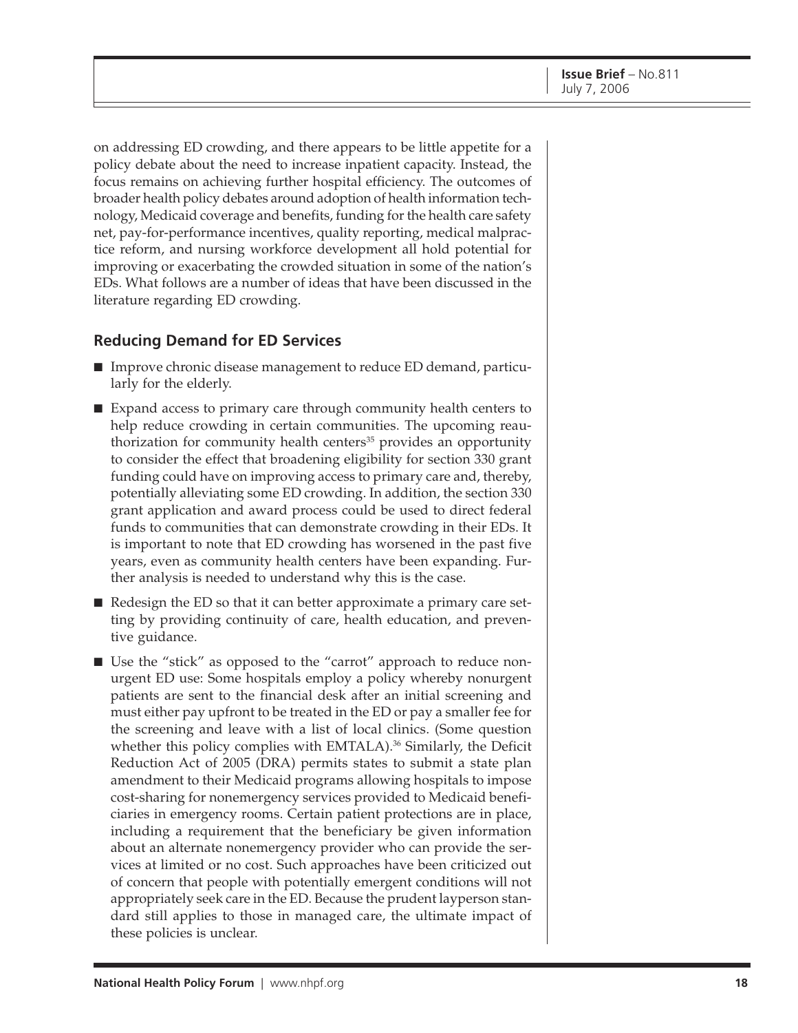on addressing ED crowding, and there appears to be little appetite for a policy debate about the need to increase inpatient capacity. Instead, the focus remains on achieving further hospital efficiency. The outcomes of broader health policy debates around adoption of health information technology, Medicaid coverage and benefits, funding for the health care safety net, pay-for-performance incentives, quality reporting, medical malpractice reform, and nursing workforce development all hold potential for improving or exacerbating the crowded situation in some of the nation's EDs. What follows are a number of ideas that have been discussed in the literature regarding ED crowding.

## Reducing Demand for ED Services

- Improve chronic disease management to reduce ED demand, particularly for the elderly.
- Expand access to primary care through community health centers to help reduce crowding in certain communities. The upcoming reauthorization for community health centers[35] provides an opportunity to consider the effect that broadening eligibility for section 330 grant funding could have on improving access to primary care and, thereby, potentially alleviating some ED crowding. In addition, the section 330 grant application and award process could be used to direct federal funds to communities that can demonstrate crowding in their EDs. It is important to note that ED crowding has worsened in the past five years, even as community health centers have been expanding. Further analysis is needed to understand why this is the case.
- Redesign the ED so that it can better approximate a primary care setting by providing continuity of care, health education, and preventive guidance.
- Use the "stick" as opposed to the "carrot" approach to reduce nonurgent ED use: Some hospitals employ a policy whereby nonurgent patients are sent to the financial desk after an initial screening and must either pay upfront to be treated in the ED or pay a smaller fee for the screening and leave with a list of local clinics. (Some question whether this policy complies with EMTALA).[36] Similarly, the Deficit Reduction Act of 2005 (DRA) permits states to submit a state plan amendment to their Medicaid programs allowing hospitals to impose cost-sharing for nonemergency services provided to Medicaid beneficiaries in emergency rooms. Certain patient protections are in place, including a requirement that the beneficiary be given information about an alternate nonemergency provider who can provide the services at limited or no cost. Such approaches have been criticized out of concern that people with potentially emergent conditions will not appropriately seek care in the ED. Because the prudent layperson standard still applies to those in managed care, the ultimate impact of these policies is unclear.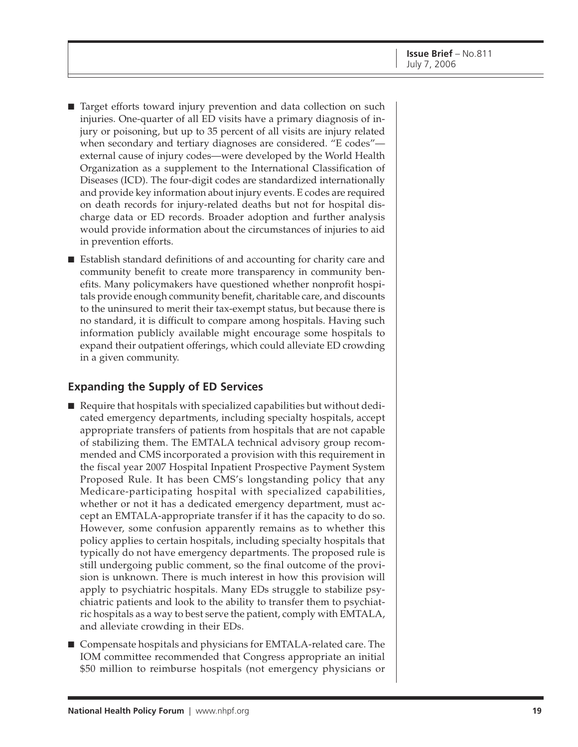- Target efforts toward injury prevention and data collection on such injuries. One-quarter of all ED visits have a primary diagnosis of injury or poisoning, but up to 35 percent of all visits are injury related when secondary and tertiary diagnoses are considered. "E codes"—external cause of injury codes—were developed by the World Health Organization as a supplement to the International Classification of Diseases (ICD). The four-digit codes are standardized internationally and provide key information about injury events. E codes are required on death records for injury-related deaths but not for hospital discharge data or ED records. Broader adoption and further analysis would provide information about the circumstances of injuries to aid in prevention efforts.

- Establish standard definitions of and accounting for charity care and community benefit to create more transparency in community benefits. Many policymakers have questioned whether nonprofit hospitals provide enough community benefit, charitable care, and discounts to the uninsured to merit their tax-exempt status, but because there is no standard, it is difficult to compare among hospitals. Having such information publicly available might encourage some hospitals to expand their outpatient offerings, which could alleviate ED crowding in a given community.

## Expanding the Supply of ED Services

- Require that hospitals with specialized capabilities but without dedicated emergency departments, including specialty hospitals, accept appropriate transfers of patients from hospitals that are not capable of stabilizing them. The EMTALA technical advisory group recommended and CMS incorporated a provision with this requirement in the fiscal year 2007 Hospital Inpatient Prospective Payment System Proposed Rule. It has been CMS's longstanding policy that any Medicare-participating hospital with specialized capabilities, whether or not it has a dedicated emergency department, must accept an EMTALA-appropriate transfer if it has the capacity to do so. However, some confusion apparently remains as to whether this policy applies to certain hospitals, including specialty hospitals that typically do not have emergency departments. The proposed rule is still undergoing public comment, so the final outcome of the provision is unknown. There is much interest in how this provision will apply to psychiatric hospitals. Many EDs struggle to stabilize psychiatric patients and look to the ability to transfer them to psychiatric hospitals as a way to best serve the patient, comply with EMTALA, and alleviate crowding in their EDs.

- Compensate hospitals and physicians for EMTALA-related care. The IOM committee recommended that Congress appropriate an initial $50 million to reimburse hospitals (not emergency physicians or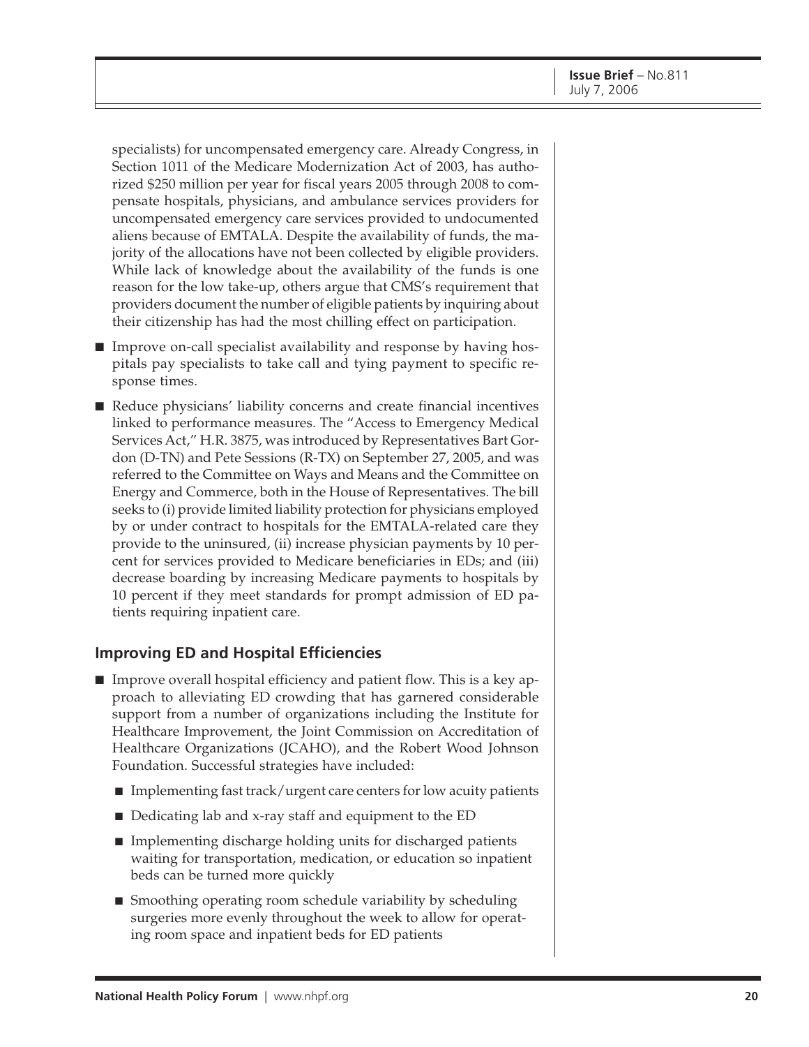specialists) for uncompensated emergency care. Already Congress, in Section 1011 of the Medicare Modernization Act of 2003, has authorized $250 million per year for fiscal years 2005 through 2008 to compensate hospitals, physicians, and ambulance services providers for uncompensated emergency care services provided to undocumented aliens because of EMTALA. Despite the availability of funds, the majority of the allocations have not been collected by eligible providers. While lack of knowledge about the availability of the funds is one reason for the low take-up, others argue that CMS's requirement that providers document the number of eligible patients by inquiring about their citizenship has had the most chilling effect on participation.

- Improve on-call specialist availability and response by having hospitals pay specialists to take call and tying payment to specific response times.
- Reduce physicians' liability concerns and create financial incentives linked to performance measures. The "Access to Emergency Medical Services Act," H.R. 3875, was introduced by Representatives Bart Gordon (D-TN) and Pete Sessions (R-TX) on September 27, 2005, and was referred to the Committee on Ways and Means and the Committee on Energy and Commerce, both in the House of Representatives. The bill seeks to (i) provide limited liability protection for physicians employed by or under contract to hospitals for the EMTALA-related care they provide to the uninsured, (ii) increase physician payments by 10 percent for services provided to Medicare beneficiaries in EDs; and (iii) decrease boarding by increasing Medicare payments to hospitals by 10 percent if they meet standards for prompt admission of ED patients requiring inpatient care.

## Improving ED and Hospital Efficiencies

- Improve overall hospital efficiency and patient flow. This is a key approach to alleviating ED crowding that has garnered considerable support from a number of organizations including the Institute for Healthcare Improvement, the Joint Commission on Accreditation of Healthcare Organizations (JCAHO), and the Robert Wood Johnson Foundation. Successful strategies have included:
  - Implementing fast track/urgent care centers for low acuity patients
  - Dedicating lab and x-ray staff and equipment to the ED
  - Implementing discharge holding units for discharged patients waiting for transportation, medication, or education so inpatient beds can be turned more quickly
  - Smoothing operating room schedule variability by scheduling surgeries more evenly throughout the week to allow for operating room space and inpatient beds for ED patients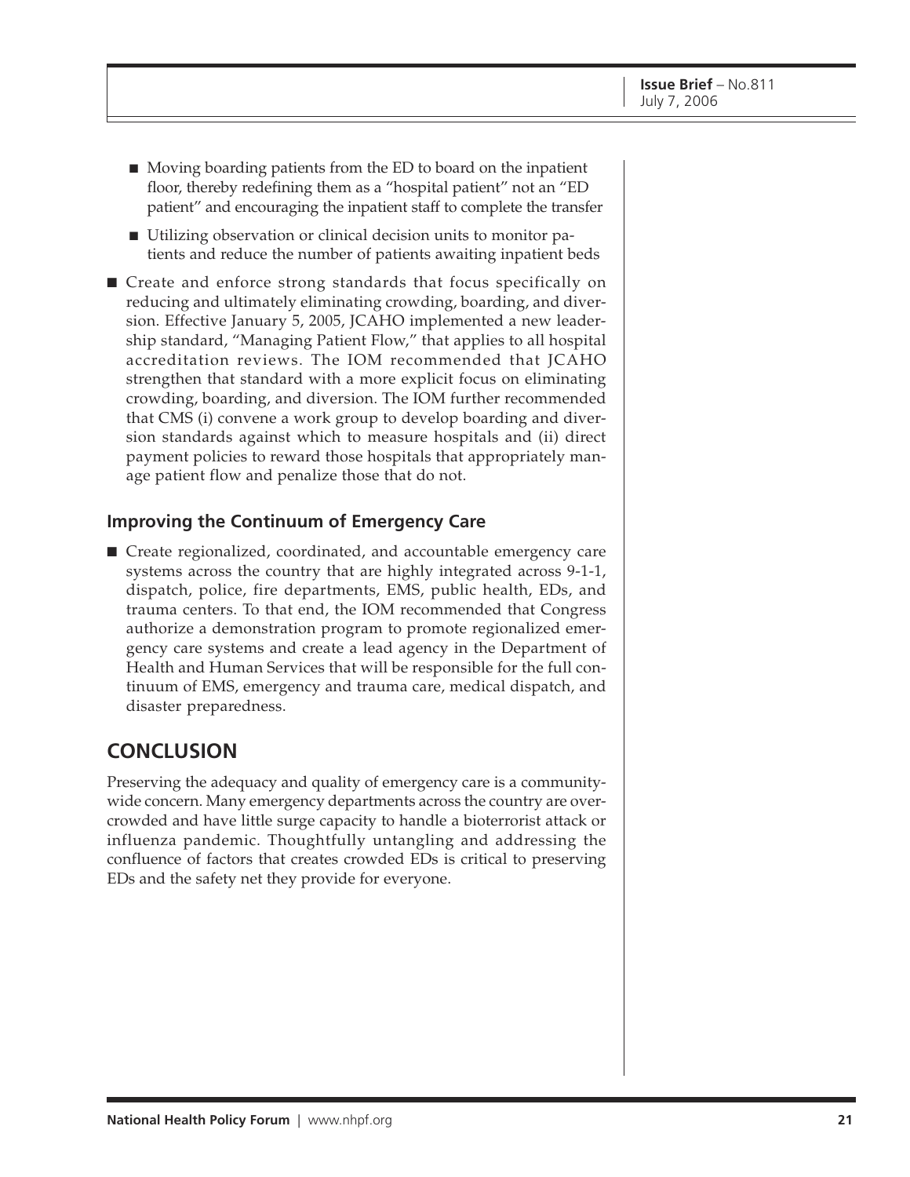- Moving boarding patients from the ED to board on the inpatient floor, thereby redefining them as a "hospital patient" not an "ED patient" and encouraging the inpatient staff to complete the transfer
- Utilizing observation or clinical decision units to monitor patients and reduce the number of patients awaiting inpatient beds

- Create and enforce strong standards that focus specifically on reducing and ultimately eliminating crowding, boarding, and diversion. Effective January 5, 2005, JCAHO implemented a new leadership standard, "Managing Patient Flow," that applies to all hospital accreditation reviews. The IOM recommended that JCAHO strengthen that standard with a more explicit focus on eliminating crowding, boarding, and diversion. The IOM further recommended that CMS (i) convene a work group to develop boarding and diversion standards against which to measure hospitals and (ii) direct payment policies to reward those hospitals that appropriately manage patient flow and penalize those that do not.

### Improving the Continuum of Emergency Care

- Create regionalized, coordinated, and accountable emergency care systems across the country that are highly integrated across 9-1-1, dispatch, police, fire departments, EMS, public health, EDs, and trauma centers. To that end, the IOM recommended that Congress authorize a demonstration program to promote regionalized emergency care systems and create a lead agency in the Department of Health and Human Services that will be responsible for the full continuum of EMS, emergency and trauma care, medical dispatch, and disaster preparedness.

## CONCLUSION

Preserving the adequacy and quality of emergency care is a community-wide concern. Many emergency departments across the country are overcrowded and have little surge capacity to handle a bioterrorist attack or influenza pandemic. Thoughtfully untangling and addressing the confluence of factors that creates crowded EDs is critical to preserving EDs and the safety net they provide for everyone.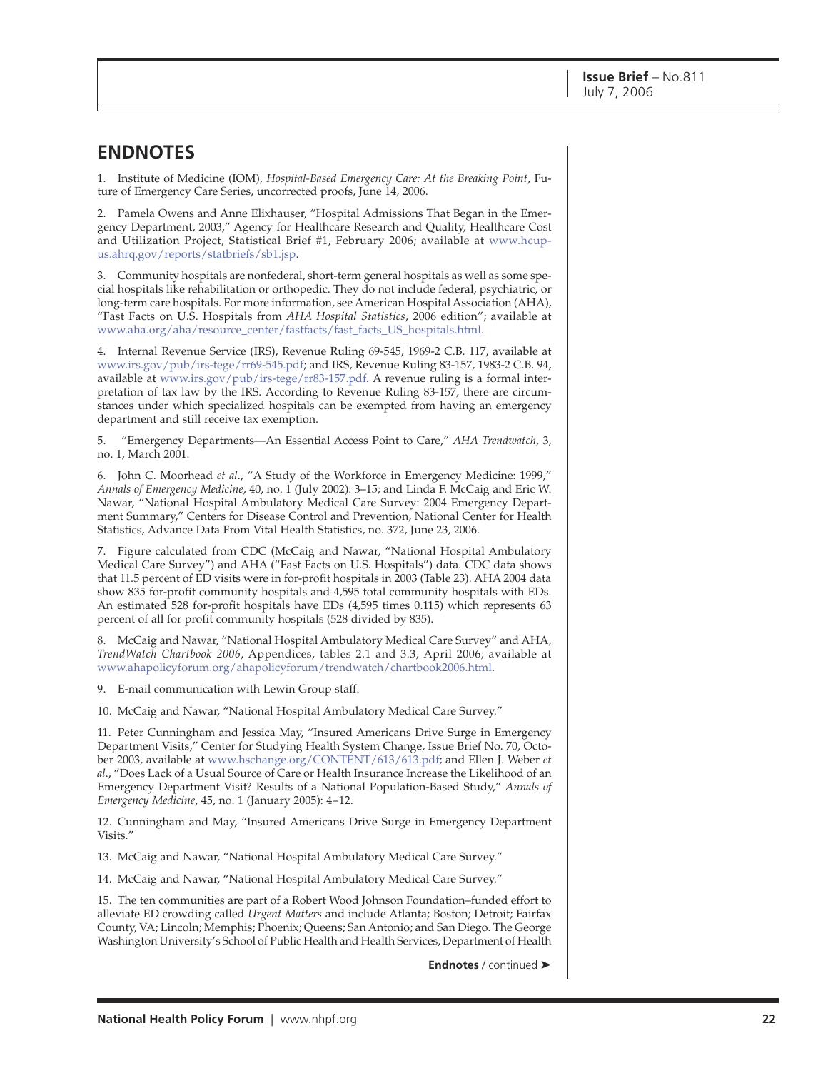## ENDNOTES

1. Institute of Medicine (IOM), *Hospital-Based Emergency Care: At the Breaking Point*, Future of Emergency Care Series, uncorrected proofs, June 14, 2006.

2. Pamela Owens and Anne Elixhauser, "Hospital Admissions That Began in the Emergency Department, 2003," Agency for Healthcare Research and Quality, Healthcare Cost and Utilization Project, Statistical Brief #1, February 2006; available at www.hcup-us.ahrq.gov/reports/statbriefs/sb1.jsp.

3. Community hospitals are nonfederal, short-term general hospitals as well as some special hospitals like rehabilitation or orthopedic. They do not include federal, psychiatric, or long-term care hospitals. For more information, see American Hospital Association (AHA), "Fast Facts on U.S. Hospitals from *AHA Hospital Statistics*, 2006 edition"; available at www.aha.org/aha/resource_center/fastfacts/fast_facts_US_hospitals.html.

4. Internal Revenue Service (IRS), Revenue Ruling 69-545, 1969-2 C.B. 117, available at www.irs.gov/pub/irs-tege/rr69-545.pdf; and IRS, Revenue Ruling 83-157, 1983-2 C.B. 94, available at www.irs.gov/pub/irs-tege/rr83-157.pdf. A revenue ruling is a formal interpretation of tax law by the IRS. According to Revenue Ruling 83-157, there are circumstances under which specialized hospitals can be exempted from having an emergency department and still receive tax exemption.

5. "Emergency Departments—An Essential Access Point to Care," *AHA Trendwatch*, 3, no. 1, March 2001.

6. John C. Moorhead *et al*., "A Study of the Workforce in Emergency Medicine: 1999," *Annals of Emergency Medicine*, 40, no. 1 (July 2002): 3–15; and Linda F. McCaig and Eric W. Nawar, "National Hospital Ambulatory Medical Care Survey: 2004 Emergency Department Summary," Centers for Disease Control and Prevention, National Center for Health Statistics, Advance Data From Vital Health Statistics, no. 372, June 23, 2006.

7. Figure calculated from CDC (McCaig and Nawar, "National Hospital Ambulatory Medical Care Survey") and AHA ("Fast Facts on U.S. Hospitals") data. CDC data shows that 11.5 percent of ED visits were in for-profit hospitals in 2003 (Table 23). AHA 2004 data show 835 for-profit community hospitals and 4,595 total community hospitals with EDs. An estimated 528 for-profit hospitals have EDs (4,595 times 0.115) which represents 63 percent of all for profit community hospitals (528 divided by 835).

8. McCaig and Nawar, "National Hospital Ambulatory Medical Care Survey" and AHA, *TrendWatch Chartbook 2006*, Appendices, tables 2.1 and 3.3, April 2006; available at www.ahapolicyforum.org/ahapolicyforum/trendwatch/chartbook2006.html.

9. E-mail communication with Lewin Group staff.

10. McCaig and Nawar, "National Hospital Ambulatory Medical Care Survey."

11. Peter Cunningham and Jessica May, "Insured Americans Drive Surge in Emergency Department Visits," Center for Studying Health System Change, Issue Brief No. 70, October 2003, available at www.hschange.org/CONTENT/613/613.pdf; and Ellen J. Weber *et al*., "Does Lack of a Usual Source of Care or Health Insurance Increase the Likelihood of an Emergency Department Visit? Results of a National Population-Based Study," *Annals of Emergency Medicine*, 45, no. 1 (January 2005): 4–12.

12. Cunningham and May, "Insured Americans Drive Surge in Emergency Department Visits."

13. McCaig and Nawar, "National Hospital Ambulatory Medical Care Survey."

14. McCaig and Nawar, "National Hospital Ambulatory Medical Care Survey."

15. The ten communities are part of a Robert Wood Johnson Foundation–funded effort to alleviate ED crowding called *Urgent Matters* and include Atlanta; Boston; Detroit; Fairfax County, VA; Lincoln; Memphis; Phoenix; Queens; San Antonio; and San Diego. The George Washington University's School of Public Health and Health Services, Department of Health

**Endnotes** / continued ➤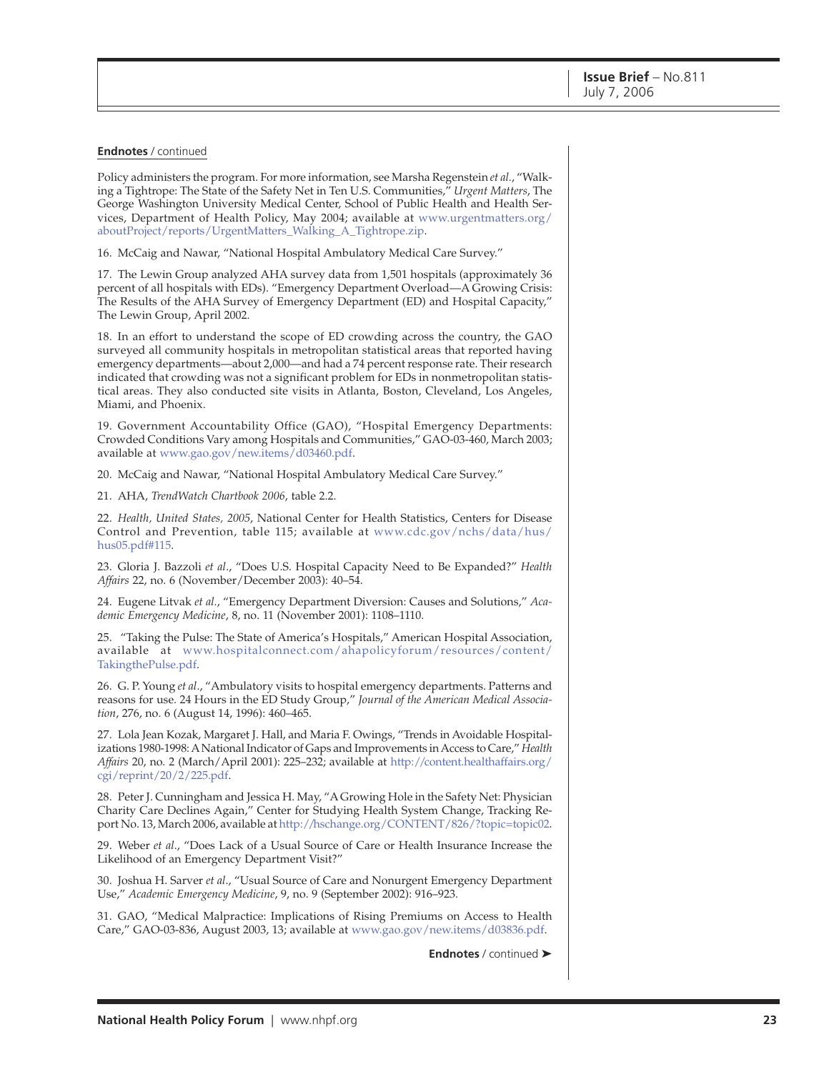**Endnotes** / continued

Policy administers the program. For more information, see Marsha Regenstein *et al.*, "Walking a Tightrope: The State of the Safety Net in Ten U.S. Communities," *Urgent Matters*, The George Washington University Medical Center, School of Public Health and Health Services, Department of Health Policy, May 2004; available at www.urgentmatters.org/aboutProject/reports/UrgentMatters_Walking_A_Tightrope.zip.

16. McCaig and Nawar, "National Hospital Ambulatory Medical Care Survey."

17. The Lewin Group analyzed AHA survey data from 1,501 hospitals (approximately 36 percent of all hospitals with EDs). "Emergency Department Overload—A Growing Crisis: The Results of the AHA Survey of Emergency Department (ED) and Hospital Capacity," The Lewin Group, April 2002.

18. In an effort to understand the scope of ED crowding across the country, the GAO surveyed all community hospitals in metropolitan statistical areas that reported having emergency departments—about 2,000—and had a 74 percent response rate. Their research indicated that crowding was not a significant problem for EDs in nonmetropolitan statistical areas. They also conducted site visits in Atlanta, Boston, Cleveland, Los Angeles, Miami, and Phoenix.

19. Government Accountability Office (GAO), "Hospital Emergency Departments: Crowded Conditions Vary among Hospitals and Communities," GAO-03-460, March 2003; available at www.gao.gov/new.items/d03460.pdf.

20. McCaig and Nawar, "National Hospital Ambulatory Medical Care Survey."

21. AHA, *TrendWatch Chartbook 2006*, table 2.2.

22. *Health, United States, 2005*, National Center for Health Statistics, Centers for Disease Control and Prevention, table 115; available at www.cdc.gov/nchs/data/hus/hus05.pdf#115.

23. Gloria J. Bazzoli *et al.*, "Does U.S. Hospital Capacity Need to Be Expanded?" *Health Affairs* 22, no. 6 (November/December 2003): 40–54.

24. Eugene Litvak *et al.*, "Emergency Department Diversion: Causes and Solutions," *Academic Emergency Medicine*, 8, no. 11 (November 2001): 1108–1110.

25. "Taking the Pulse: The State of America's Hospitals," American Hospital Association, available at www.hospitalconnect.com/ahapolicyforum/resources/content/TakingthePulse.pdf.

26. G. P. Young *et al.*, "Ambulatory visits to hospital emergency departments. Patterns and reasons for use. 24 Hours in the ED Study Group," *Journal of the American Medical Association*, 276, no. 6 (August 14, 1996): 460–465.

27. Lola Jean Kozak, Margaret J. Hall, and Maria F. Owings, "Trends in Avoidable Hospitalizations 1980-1998: A National Indicator of Gaps and Improvements in Access to Care," *Health Affairs* 20, no. 2 (March/April 2001): 225–232; available at http://content.healthaffairs.org/cgi/reprint/20/2/225.pdf.

28. Peter J. Cunningham and Jessica H. May, "A Growing Hole in the Safety Net: Physician Charity Care Declines Again," Center for Studying Health System Change, Tracking Report No. 13, March 2006, available at http://hschange.org/CONTENT/826/?topic=topic02.

29. Weber *et al*., "Does Lack of a Usual Source of Care or Health Insurance Increase the Likelihood of an Emergency Department Visit?"

30. Joshua H. Sarver *et al.*, "Usual Source of Care and Nonurgent Emergency Department Use," *Academic Emergency Medicine*, 9, no. 9 (September 2002): 916–923.

31. GAO, "Medical Malpractice: Implications of Rising Premiums on Access to Health Care," GAO-03-836, August 2003, 13; available at www.gao.gov/new.items/d03836.pdf.

**Endnotes** / continued ➤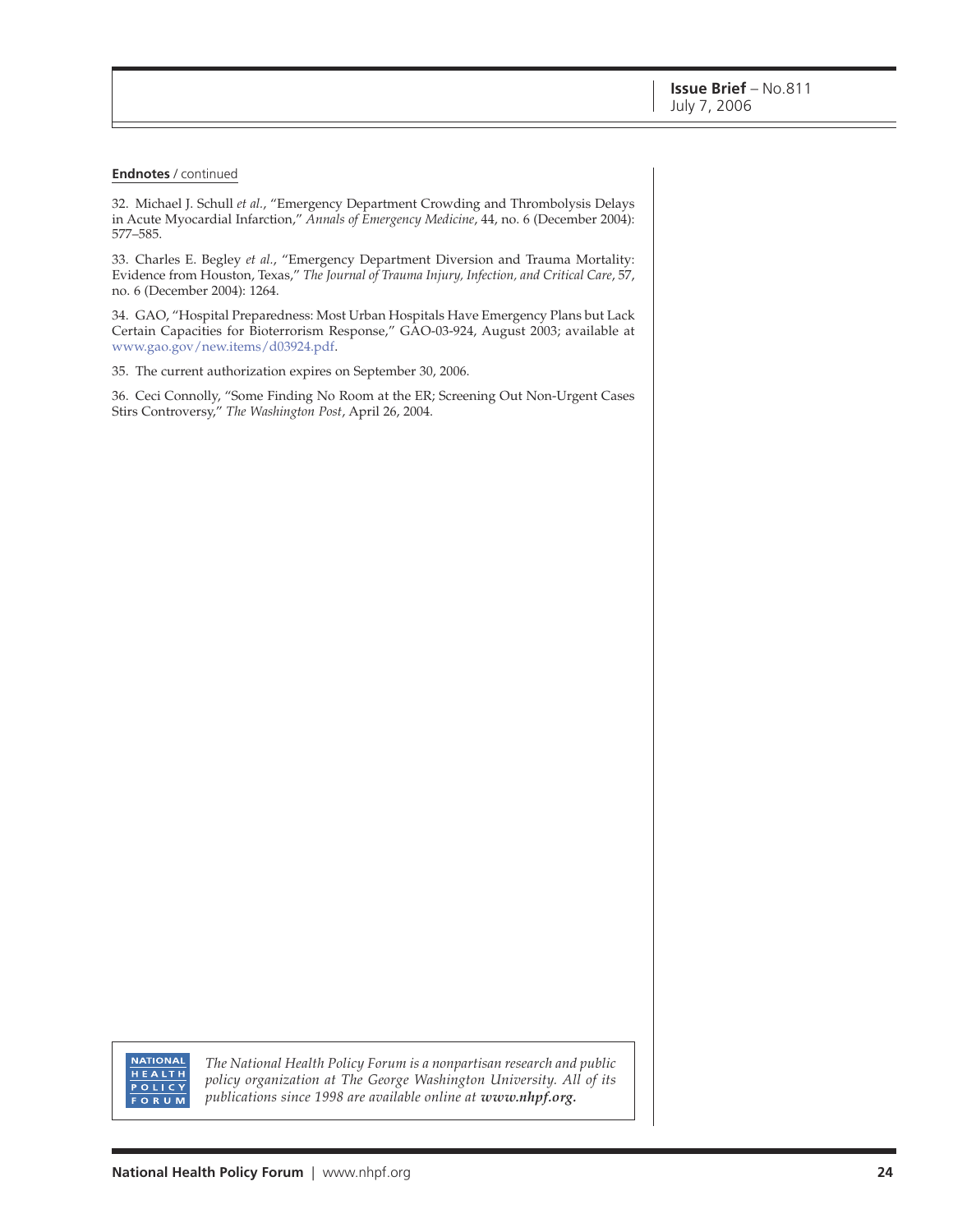**Endnotes** / continued

32. Michael J. Schull *et al.*, "Emergency Department Crowding and Thrombolysis Delays in Acute Myocardial Infarction," *Annals of Emergency Medicine*, 44, no. 6 (December 2004): 577–585.

33. Charles E. Begley *et al.*, "Emergency Department Diversion and Trauma Mortality: Evidence from Houston, Texas," *The Journal of Trauma Injury, Infection, and Critical Care*, 57, no. 6 (December 2004): 1264.

34. GAO, "Hospital Preparedness: Most Urban Hospitals Have Emergency Plans but Lack Certain Capacities for Bioterrorism Response," GAO-03-924, August 2003; available at www.gao.gov/new.items/d03924.pdf.

35. The current authorization expires on September 30, 2006.

36. Ceci Connolly, "Some Finding No Room at the ER; Screening Out Non-Urgent Cases Stirs Controversy," *The Washington Post*, April 26, 2004.

NATIONAL HEALTH POLICY FORUM

*The National Health Policy Forum is a nonpartisan research and public policy organization at The George Washington University. All of its publications since 1998 are available online at **www.nhpf.org.***